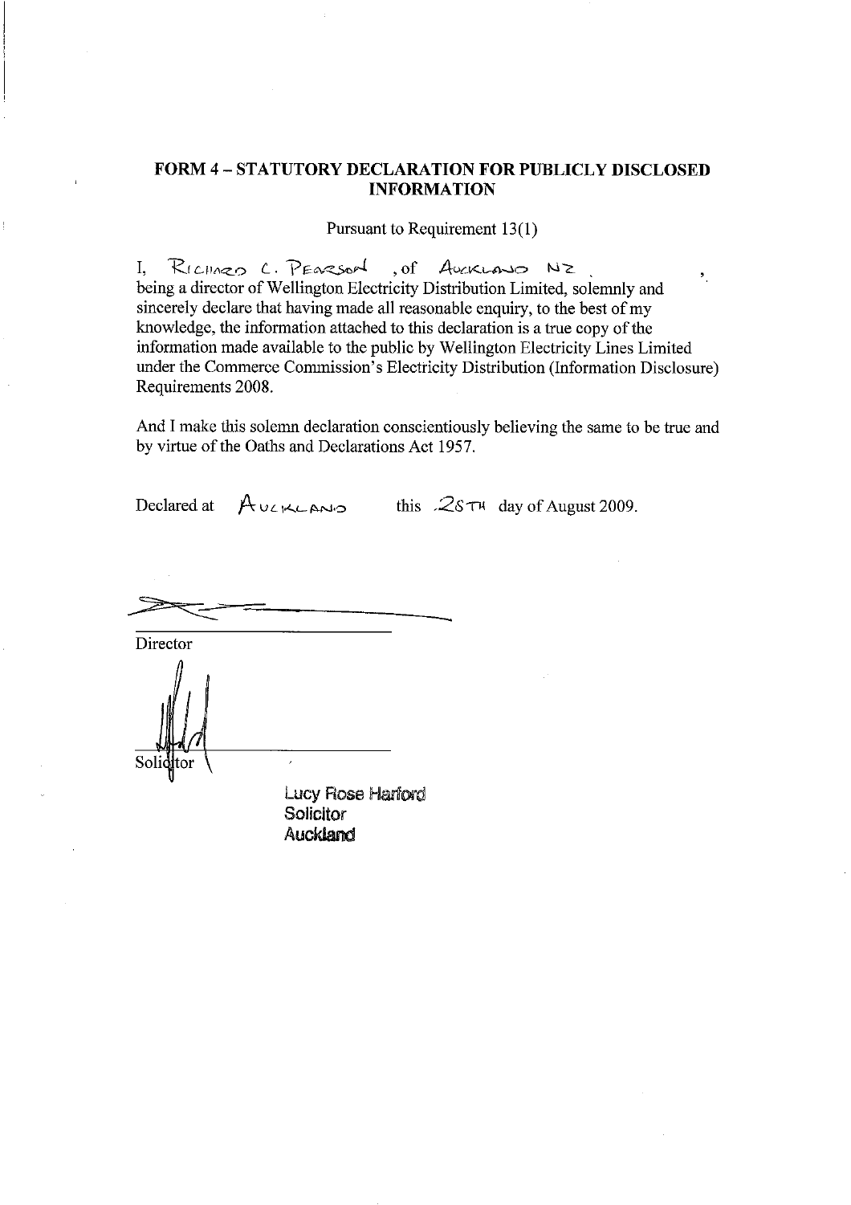## FORM 4 – STATUTORY DECLARATION FOR PUBLICLY DISCLOSED INFORMATION

Pursuant to Requirement 13(1)

I, RICHARD C. PEARSON, of AUCKLAND NZ, being a director of Wellington Electricity Distribution Limited, solemnly and sincerely declare that having made all reasonable enquiry, to the best of my knowledge, the information attached to this declaration is a true copy of the information made available to the public by Wellington Electricity Lines Limited under the Commerce Commission's Electricity Distribution (Information Disclosure) Requirements 2008.

And I make this solemn declaration conscientiously believing the same to be true and by virtue of the Oaths and Declarations Act 1957.

Declared at AUCKLAND this 28TH day of August 2009.

Director

Solicitor

Lucy Rose Harford
Solicitor
Auckland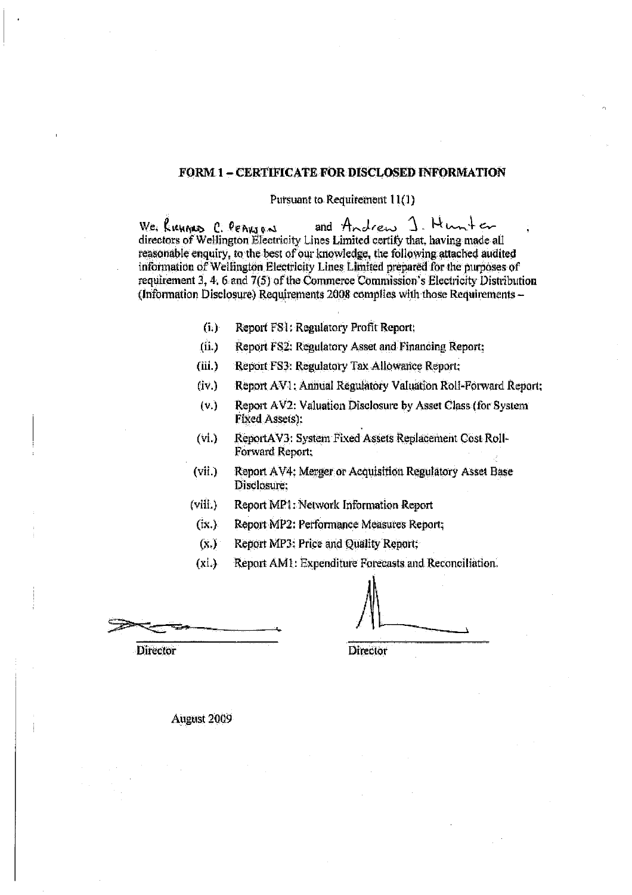## FORM 1 – CERTIFICATE FOR DISCLOSED INFORMATION

Pursuant to Requirement 11(1)

We, Richard C. Pearson and Andrew J. Hunter, directors of Wellington Electricity Lines Limited certify that, having made all reasonable enquiry, to the best of our knowledge, the following attached audited information of Wellington Electricity Lines Limited prepared for the purposes of requirement 3, 4, 6 and 7(5) of the Commerce Commission's Electricity Distribution (Information Disclosure) Requirements 2008 complies with those Requirements –

(i.) Report FS1: Regulatory Profit Report;

(ii.) Report FS2: Regulatory Asset and Financing Report;

(iii.) Report FS3: Regulatory Tax Allowance Report;

(iv.) Report AV1: Annual Regulatory Valuation Roll-Forward Report;

(v.) Report AV2: Valuation Disclosure by Asset Class (for System Fixed Assets);

(vi.) ReportAV3: System Fixed Assets Replacement Cost Roll-Forward Report;

(vii.) Report AV4: Merger or Acquisition Regulatory Asset Base Disclosure;

(viii.) Report MP1: Network Information Report

(ix.) Report MP2: Performance Measures Report;

(x.) Report MP3: Price and Quality Report;

(xi.) Report AM1: Expenditure Forecasts and Reconciliation.

Director

Director

August 2009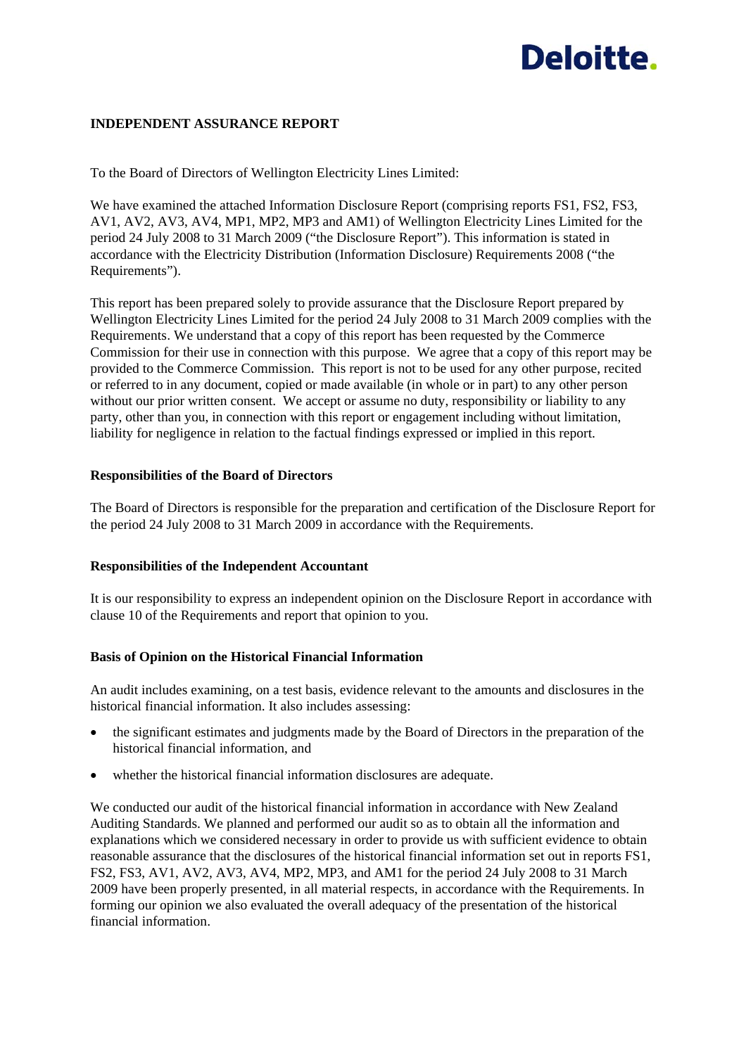Deloitte.

**INDEPENDENT ASSURANCE REPORT**

To the Board of Directors of Wellington Electricity Lines Limited:

We have examined the attached Information Disclosure Report (comprising reports FS1, FS2, FS3, AV1, AV2, AV3, AV4, MP1, MP2, MP3 and AM1) of Wellington Electricity Lines Limited for the period 24 July 2008 to 31 March 2009 ("the Disclosure Report"). This information is stated in accordance with the Electricity Distribution (Information Disclosure) Requirements 2008 ("the Requirements").

This report has been prepared solely to provide assurance that the Disclosure Report prepared by Wellington Electricity Lines Limited for the period 24 July 2008 to 31 March 2009 complies with the Requirements. We understand that a copy of this report has been requested by the Commerce Commission for their use in connection with this purpose. We agree that a copy of this report may be provided to the Commerce Commission. This report is not to be used for any other purpose, recited or referred to in any document, copied or made available (in whole or in part) to any other person without our prior written consent. We accept or assume no duty, responsibility or liability to any party, other than you, in connection with this report or engagement including without limitation, liability for negligence in relation to the factual findings expressed or implied in this report.

**Responsibilities of the Board of Directors**

The Board of Directors is responsible for the preparation and certification of the Disclosure Report for the period 24 July 2008 to 31 March 2009 in accordance with the Requirements.

**Responsibilities of the Independent Accountant**

It is our responsibility to express an independent opinion on the Disclosure Report in accordance with clause 10 of the Requirements and report that opinion to you.

**Basis of Opinion on the Historical Financial Information**

An audit includes examining, on a test basis, evidence relevant to the amounts and disclosures in the historical financial information. It also includes assessing:

- the significant estimates and judgments made by the Board of Directors in the preparation of the historical financial information, and
- whether the historical financial information disclosures are adequate.

We conducted our audit of the historical financial information in accordance with New Zealand Auditing Standards. We planned and performed our audit so as to obtain all the information and explanations which we considered necessary in order to provide us with sufficient evidence to obtain reasonable assurance that the disclosures of the historical financial information set out in reports FS1, FS2, FS3, AV1, AV2, AV3, AV4, MP2, MP3, and AM1 for the period 24 July 2008 to 31 March 2009 have been properly presented, in all material respects, in accordance with the Requirements. In forming our opinion we also evaluated the overall adequacy of the presentation of the historical financial information.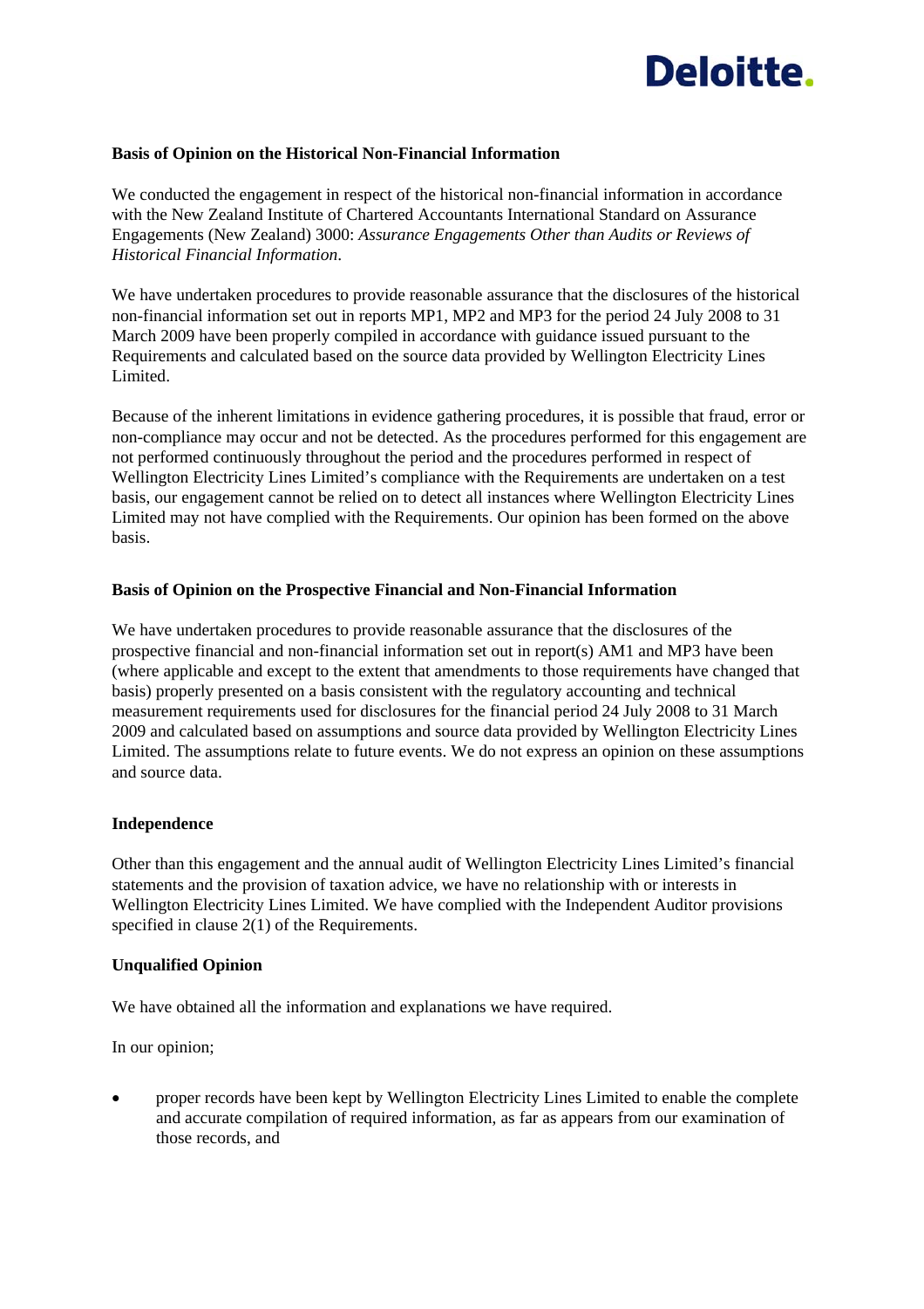**Basis of Opinion on the Historical Non-Financial Information**

We conducted the engagement in respect of the historical non-financial information in accordance with the New Zealand Institute of Chartered Accountants International Standard on Assurance Engagements (New Zealand) 3000: *Assurance Engagements Other than Audits or Reviews of Historical Financial Information*.

We have undertaken procedures to provide reasonable assurance that the disclosures of the historical non-financial information set out in reports MP1, MP2 and MP3 for the period 24 July 2008 to 31 March 2009 have been properly compiled in accordance with guidance issued pursuant to the Requirements and calculated based on the source data provided by Wellington Electricity Lines Limited.

Because of the inherent limitations in evidence gathering procedures, it is possible that fraud, error or non-compliance may occur and not be detected. As the procedures performed for this engagement are not performed continuously throughout the period and the procedures performed in respect of Wellington Electricity Lines Limited's compliance with the Requirements are undertaken on a test basis, our engagement cannot be relied on to detect all instances where Wellington Electricity Lines Limited may not have complied with the Requirements. Our opinion has been formed on the above basis.

**Basis of Opinion on the Prospective Financial and Non-Financial Information**

We have undertaken procedures to provide reasonable assurance that the disclosures of the prospective financial and non-financial information set out in report(s) AM1 and MP3 have been (where applicable and except to the extent that amendments to those requirements have changed that basis) properly presented on a basis consistent with the regulatory accounting and technical measurement requirements used for disclosures for the financial period 24 July 2008 to 31 March 2009 and calculated based on assumptions and source data provided by Wellington Electricity Lines Limited. The assumptions relate to future events. We do not express an opinion on these assumptions and source data.

**Independence**

Other than this engagement and the annual audit of Wellington Electricity Lines Limited's financial statements and the provision of taxation advice, we have no relationship with or interests in Wellington Electricity Lines Limited. We have complied with the Independent Auditor provisions specified in clause 2(1) of the Requirements.

**Unqualified Opinion**

We have obtained all the information and explanations we have required.

In our opinion;

- proper records have been kept by Wellington Electricity Lines Limited to enable the complete and accurate compilation of required information, as far as appears from our examination of those records, and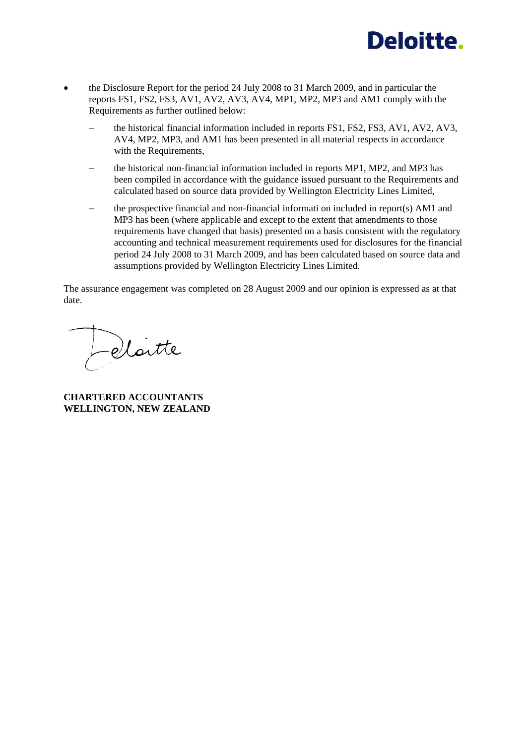- the Disclosure Report for the period 24 July 2008 to 31 March 2009, and in particular the reports FS1, FS2, FS3, AV1, AV2, AV3, AV4, MP1, MP2, MP3 and AM1 comply with the Requirements as further outlined below:
  - the historical financial information included in reports FS1, FS2, FS3, AV1, AV2, AV3, AV4, MP2, MP3, and AM1 has been presented in all material respects in accordance with the Requirements,
  - the historical non-financial information included in reports MP1, MP2, and MP3 has been compiled in accordance with the guidance issued pursuant to the Requirements and calculated based on source data provided by Wellington Electricity Lines Limited,
  - the prospective financial and non-financial informati on included in report(s) AM1 and MP3 has been (where applicable and except to the extent that amendments to those requirements have changed that basis) presented on a basis consistent with the regulatory accounting and technical measurement requirements used for disclosures for the financial period 24 July 2008 to 31 March 2009, and has been calculated based on source data and assumptions provided by Wellington Electricity Lines Limited.

The assurance engagement was completed on 28 August 2009 and our opinion is expressed as at that date.

Deloitte

**CHARTERED ACCOUNTANTS**
**WELLINGTON, NEW ZEALAND**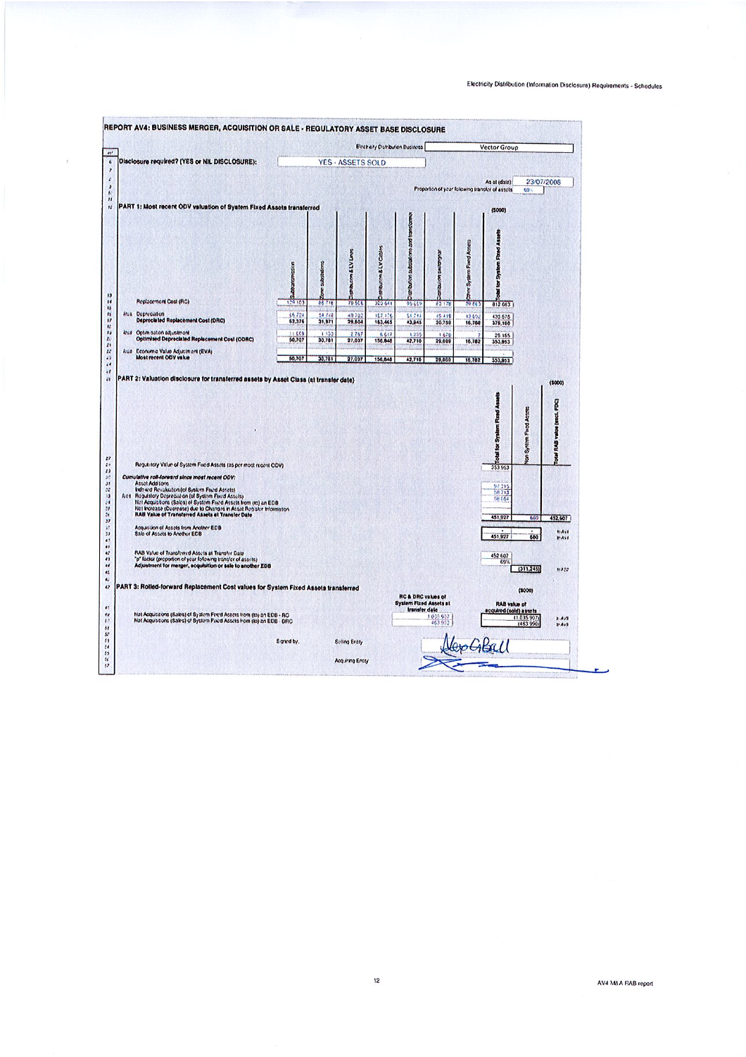# REPORT AV4: BUSINESS MERGER, ACQUISITION OR SALE - REGULATORY ASSET BASE DISCLOSURE

Electricity Distribution Business: Vector Group

Disclosure required? (YES or NIL DISCLOSURE): YES - ASSETS SOLD

As at (date): 23/07/2008

Proportion of year following transfer of assets: 69%

## PART 1: Most recent ODV valuation of System Fixed Assets transferred

($000)

| | Subtransmission | Zone substations | Distribution & LV Lines | Distribution & LV Cables | Distribution substations and transformers | Distribution switchgear | Other System Fixed Assets | Total for System Fixed Assets |
|---|---|---|---|---|---|---|---|---|
| Replacement Cost (RC) | 128,103 | 86,718 | 79,556 | 323,641 | 95,619 | 83,178 | 29,863 | 812,683 |
| less Depreciation | 65,724 | 54,748 | 49,702 | 157,176 | 51,774 | 45,419 | 13,092 | 433,575 |
| Depreciated Replacement Cost (DRC) | 62,376 | 31,971 | 29,854 | 163,465 | 43,845 | 30,758 | 16,788 | 379,108 |
| less Optimisation adjustment | 11,669 | 1,190 | 2,767 | 6,617 | 1,235 | 1,670 | 7 | 25,165 |
| Optimised Depreciated Replacement Cost (ODRC) | 50,707 | 30,781 | 27,037 | 156,848 | 42,710 | 29,088 | 16,782 | 353,953 |
| less Economic Value Adjustment (EVA) | | | | | | | | - |
| Most recent ODV value | 50,707 | 30,781 | 27,037 | 156,848 | 42,710 | 29,088 | 16,782 | 353,953 |

## PART 2: Valuation disclosure for transferred assets by Asset Class (at transfer date)

($000)

| | Total for System Fixed Assets | Non System Fixed Assets | Total RAB value (excl. FDC) | |
|---|---|---|---|---|
| Regulatory Value of System Fixed Assets (as per most recent ODV) | 353,953 | | | |
| *Cumulative roll-forward since most recent ODV:* | | | | |
| Asset Additions | 97,215 | | | |
| Indexed Revaluation (of System Fixed Assets) | 58,713 | | | |
| less Regulatory Depreciation (of System Fixed Assets) | 58,054 | | | |
| Net Acquisitions (Sales) of System Fixed Assets from (to) an EDB | | | | |
| Net Increase (Decrease) due to Changes in Asset Register Information | | | | |
| RAB Value of Transferred Assets at Transfer Date | 451,927 | 680 | 452,607 | |
| Acquisition of Assets from Another EDB | - | - | | to AV1 |
| Sale of Assets to Another EDB | 451,927 | 680 | | to AV1 |
| RAB Value of Transferred Assets at Transfer Date | 452,607 | | | |
| "p" factor (proportion of year following transfer of assets) | 69% | | | |
| Adjustment for merger, acquisition or sale to another EDB | | (311,245) | | to FDC |

## PART 3: Rolled-forward Replacement Cost values for System Fixed Assets transferred

($000)

| | RC & DRC values of System Fixed Assets at transfer date | RAB value of acquired (sold) assets | |
|---|---|---|---|
| Net Acquisitions (Sales) of System Fixed Assets from (to) an EDB - RC | 1,035,907 | (1,035,907) | to AV3 |
| Net Acquisitions (Sales) of System Fixed Assets from (to) an EDB - DRC | 463,990 | (463,990) | to AV3 |

Signed by: Selling Entity [signature]

Acquiring Entity [signature]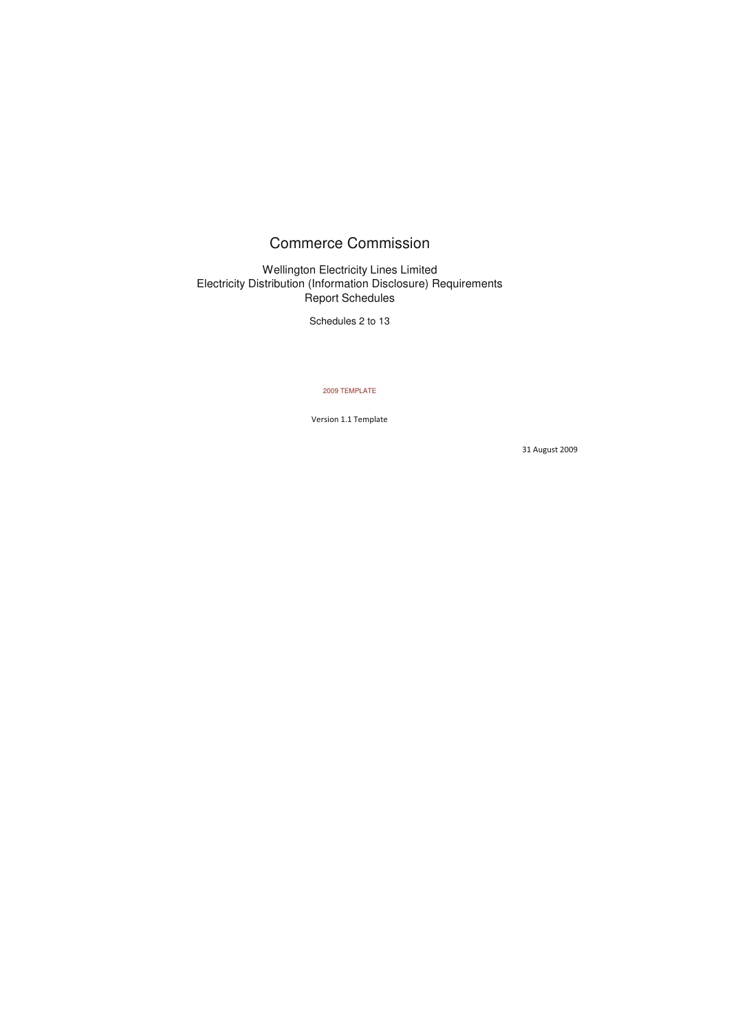# Commerce Commission

Wellington Electricity Lines Limited
Electricity Distribution (Information Disclosure) Requirements
Report Schedules

Schedules 2 to 13

2009 TEMPLATE

Version 1.1 Template

31 August 2009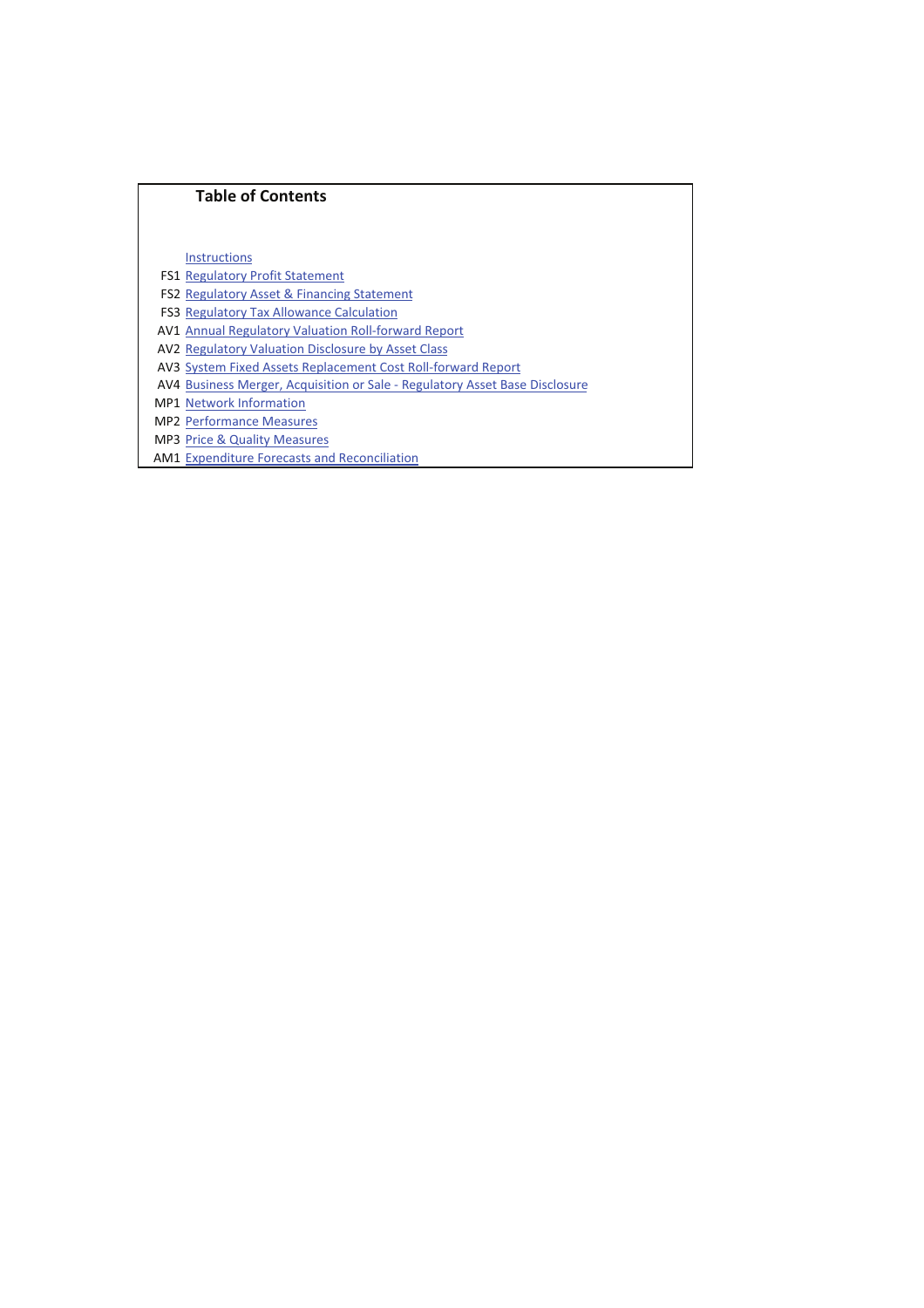## Table of Contents

| | |
|---|---|
| | Instructions |
| FS1 | Regulatory Profit Statement |
| FS2 | Regulatory Asset & Financing Statement |
| FS3 | Regulatory Tax Allowance Calculation |
| AV1 | Annual Regulatory Valuation Roll-forward Report |
| AV2 | Regulatory Valuation Disclosure by Asset Class |
| AV3 | System Fixed Assets Replacement Cost Roll-forward Report |
| AV4 | Business Merger, Acquisition or Sale - Regulatory Asset Base Disclosure |
| MP1 | Network Information |
| MP2 | Performance Measures |
| MP3 | Price & Quality Measures |
| AM1 | Expenditure Forecasts and Reconciliation |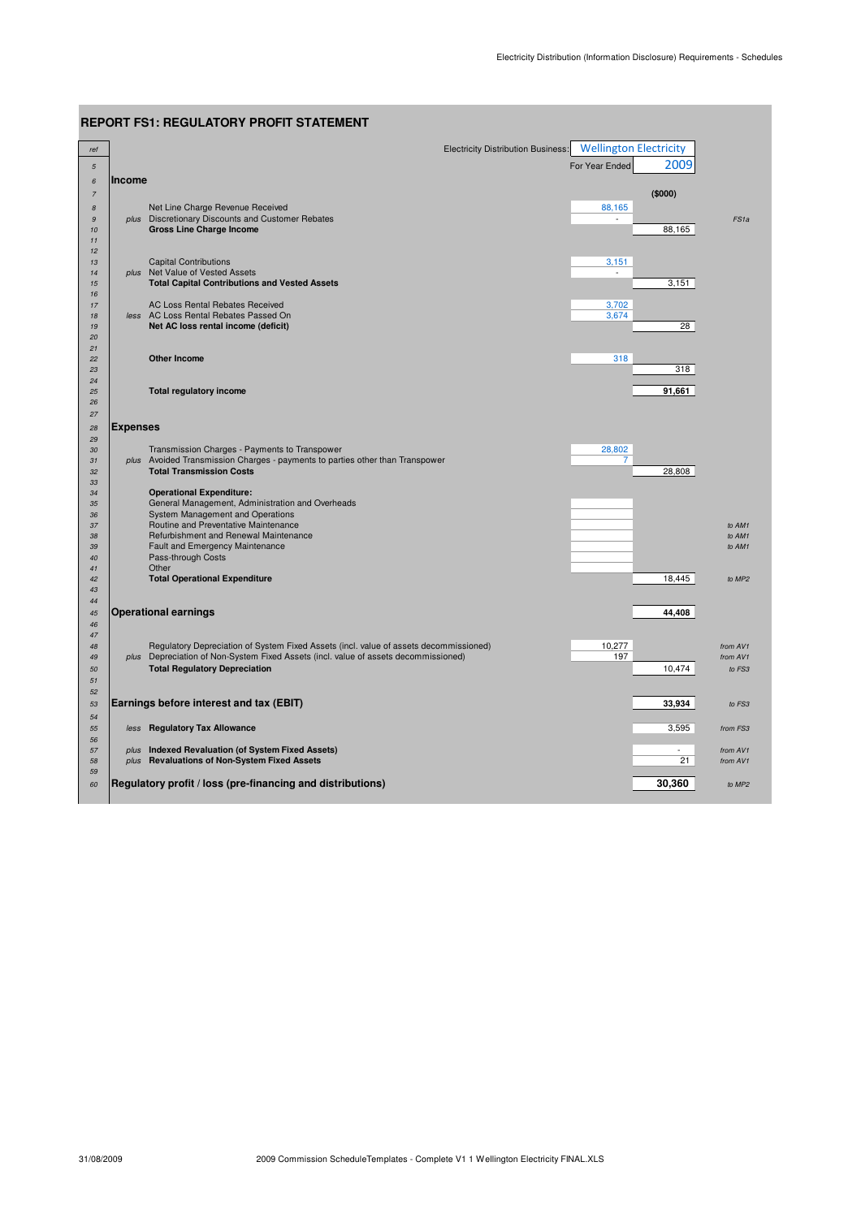## REPORT FS1: REGULATORY PROFIT STATEMENT

| ref | | | | |
|---|---|---|---|---|
| | Electricity Distribution Business: | Wellington Electricity | | |
| 5 | | For Year Ended | 2009 | |
| 6 | **Income** | | | |
| 7 | | | ($000) | |
| 8 | Net Line Charge Revenue Received | 88,165 | | |
| 9 | *plus* Discretionary Discounts and Customer Rebates | - | | *FS1a* |
| 10 | **Gross Line Charge Income** | | 88,165 | |
| 11 | | | | |
| 12 | | | | |
| 13 | Capital Contributions | 3,151 | | |
| 14 | *plus* Net Value of Vested Assets | - | | |
| 15 | **Total Capital Contributions and Vested Assets** | | 3,151 | |
| 16 | | | | |
| 17 | AC Loss Rental Rebates Received | 3,702 | | |
| 18 | *less* AC Loss Rental Rebates Passed On | 3,674 | | |
| 19 | **Net AC loss rental income (deficit)** | | 28 | |
| 20 | | | | |
| 21 | | | | |
| 22 | **Other Income** | 318 | | |
| 23 | | | 318 | |
| 24 | | | | |
| 25 | **Total regulatory income** | | **91,661** | |
| 26 | | | | |
| 27 | | | | |
| 28 | **Expenses** | | | |
| 29 | | | | |
| 30 | Transmission Charges - Payments to Transpower | 28,802 | | |
| 31 | *plus* Avoided Transmission Charges - payments to parties other than Transpower | 7 | | |
| 32 | **Total Transmission Costs** | | 28,808 | |
| 33 | | | | |
| 34 | **Operational Expenditure:** | | | |
| 35 | General Management, Administration and Overheads | | | |
| 36 | System Management and Operations | | | |
| 37 | Routine and Preventative Maintenance | | | *to AM1* |
| 38 | Refurbishment and Renewal Maintenance | | | *to AM1* |
| 39 | Fault and Emergency Maintenance | | | *to AM1* |
| 40 | Pass-through Costs | | | |
| 41 | Other | | | |
| 42 | **Total Operational Expenditure** | | 18,445 | *to MP2* |
| 43 | | | | |
| 44 | | | | |
| 45 | **Operational earnings** | | **44,408** | |
| 46 | | | | |
| 47 | | | | |
| 48 | Regulatory Depreciation of System Fixed Assets (incl. value of assets decommissioned) | 10,277 | | *from AV1* |
| 49 | *plus* Depreciation of Non-System Fixed Assets (incl. value of assets decommissioned) | 197 | | *from AV1* |
| 50 | **Total Regulatory Depreciation** | | 10,474 | *to FS3* |
| 51 | | | | |
| 52 | | | | |
| 53 | **Earnings before interest and tax (EBIT)** | | **33,934** | *to FS3* |
| 54 | | | | |
| 55 | *less* **Regulatory Tax Allowance** | | 3,595 | *from FS3* |
| 56 | | | | |
| 57 | *plus* **Indexed Revaluation (of System Fixed Assets)** | | - | *from AV1* |
| 58 | *plus* **Revaluations of Non-System Fixed Assets** | | 21 | *from AV1* |
| 59 | | | | |
| 60 | **Regulatory profit / loss (pre-financing and distributions)** | | **30,360** | *to MP2* |

31/08/2009 2009 Commission ScheduleTemplates - Complete V1 1 Wellington Electricity FINAL.XLS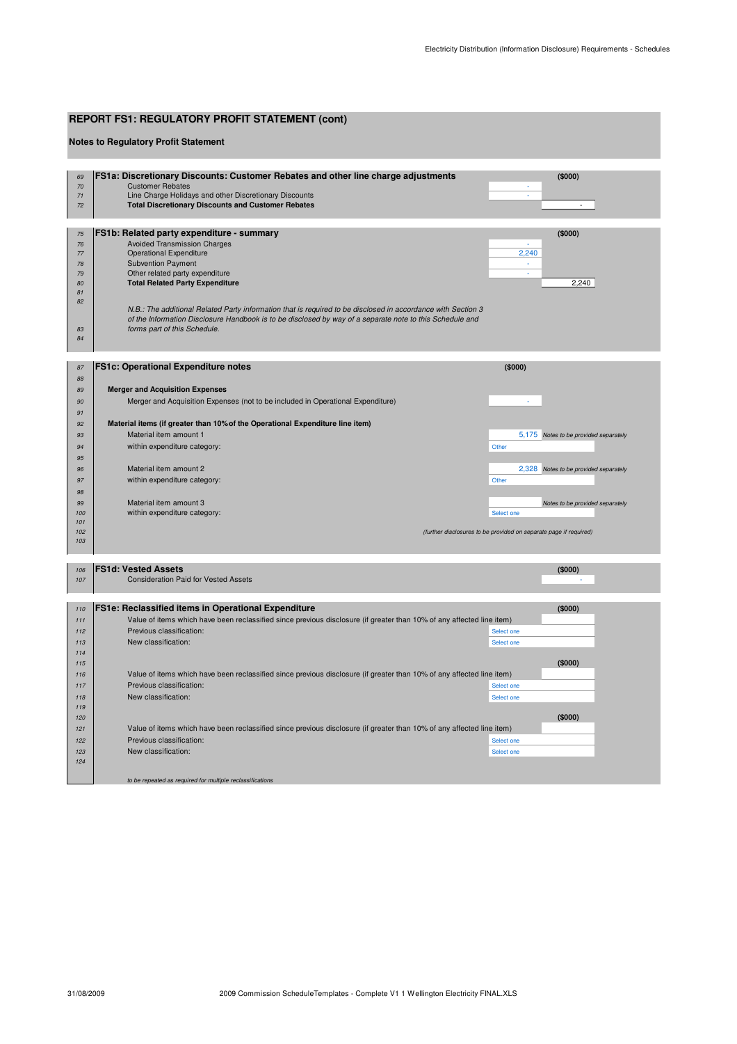# REPORT FS1: REGULATORY PROFIT STATEMENT (cont)

## Notes to Regulatory Profit Statement

| Row | FS1a: Discretionary Discounts: Customer Rebates and other line charge adjustments | | ($000) |
|---|---|---|---|
| 70 | Customer Rebates | - | |
| 71 | Line Charge Holidays and other Discretionary Discounts | - | |
| 72 | **Total Discretionary Discounts and Customer Rebates** | | - |

| Row | FS1b: Related party expenditure - summary | | ($000) |
|---|---|---|---|
| 76 | Avoided Transmission Charges | - | |
| 77 | Operational Expenditure | 2,240 | |
| 78 | Subvention Payment | - | |
| 79 | Other related party expenditure | - | |
| 80 | **Total Related Party Expenditure** | | 2,240 |

*N.B.: The additional Related Party information that is required to be disclosed in accordance with Section 3 of the Information Disclosure Handbook is to be disclosed by way of a separate note to this Schedule and forms part of this Schedule.*

### FS1c: Operational Expenditure notes

| Row | | ($000) | |
|---|---|---|---|
| 89 | **Merger and Acquisition Expenses** | | |
| 90 | Merger and Acquisition Expenses (not to be included in Operational Expenditure) | - | |
| 92 | **Material items (if greater than 10% of the Operational Expenditure line item)** | | |
| 93 | Material item amount 1 | 5,175 | *Notes to be provided separately* |
| 94 | within expenditure category: | Other | |
| 96 | Material item amount 2 | 2,328 | *Notes to be provided separately* |
| 97 | within expenditure category: | Other | |
| 99 | Material item amount 3 | | *Notes to be provided separately* |
| 100 | within expenditure category: | Select one | |

*(further disclosures to be provided on separate page if required)*

| Row | FS1d: Vested Assets | ($000) |
|---|---|---|
| 107 | Consideration Paid for Vested Assets | - |

### FS1e: Reclassified items in Operational Expenditure

| Row | | | ($000) |
|---|---|---|---|
| 111 | Value of items which have been reclassified since previous disclosure (if greater than 10% of any affected line item) | | |
| 112 | Previous classification: | Select one | |
| 113 | New classification: | Select one | |
| 116 | Value of items which have been reclassified since previous disclosure (if greater than 10% of any affected line item) | | |
| 117 | Previous classification: | Select one | |
| 118 | New classification: | Select one | |
| 121 | Value of items which have been reclassified since previous disclosure (if greater than 10% of any affected line item) | | |
| 122 | Previous classification: | Select one | |
| 123 | New classification: | Select one | |

*to be repeated as required for multiple reclassifications*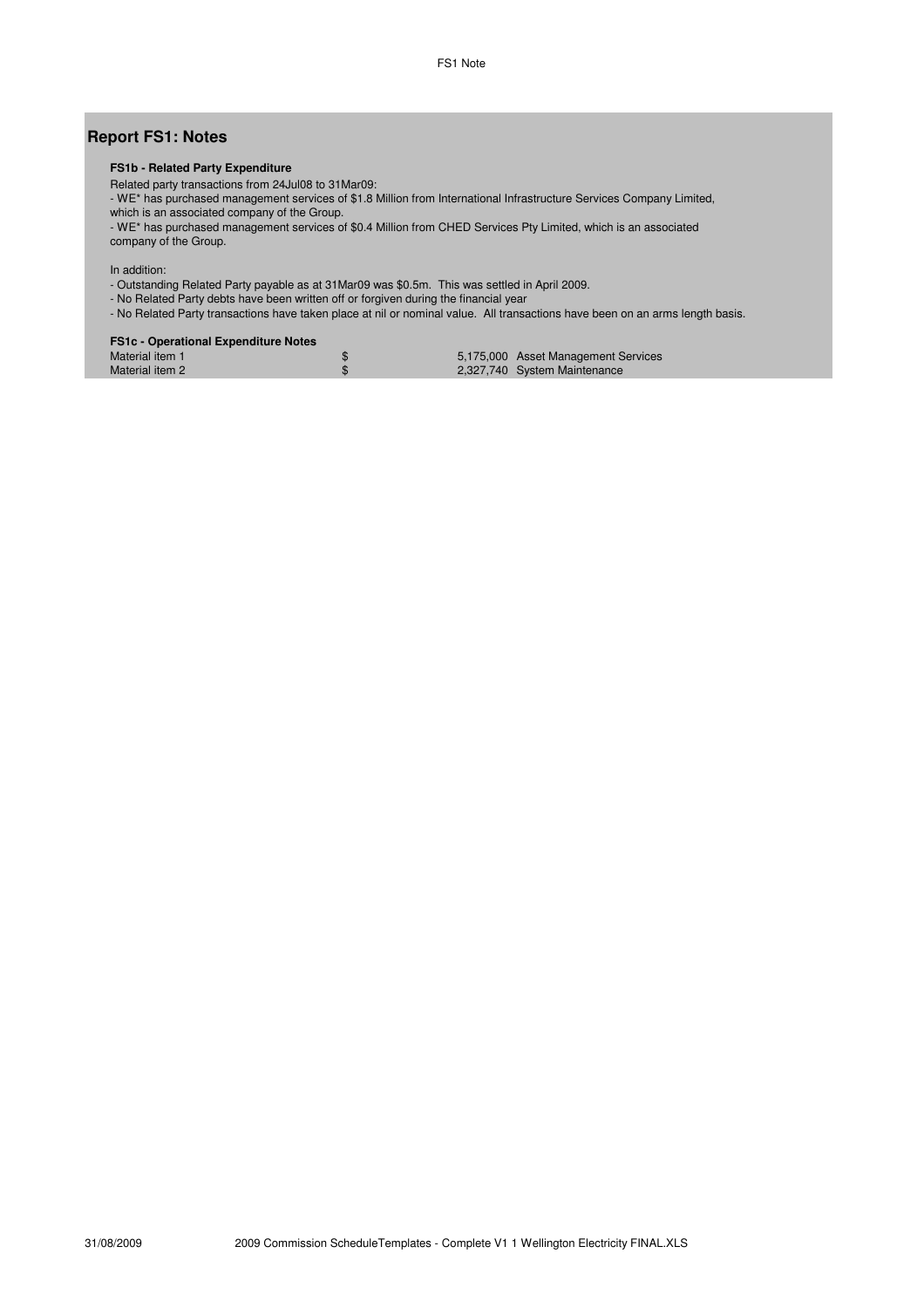## Report FS1: Notes

**FS1b - Related Party Expenditure**

Related party transactions from 24Jul08 to 31Mar09:

- WE* has purchased management services of $1.8 Million from International Infrastructure Services Company Limited, which is an associated company of the Group.
- WE* has purchased management services of $0.4 Million from CHED Services Pty Limited, which is an associated company of the Group.

In addition:

- Outstanding Related Party payable as at 31Mar09 was $0.5m. This was settled in April 2009.
- No Related Party debts have been written off or forgiven during the financial year
- No Related Party transactions have taken place at nil or nominal value. All transactions have been on an arms length basis.

**FS1c - Operational Expenditure Notes**

| | | | |
|---|---|---|---|
| Material item 1 | $ | 5,175,000 | Asset Management Services |
| Material item 2 | $ | 2,327,740 | System Maintenance |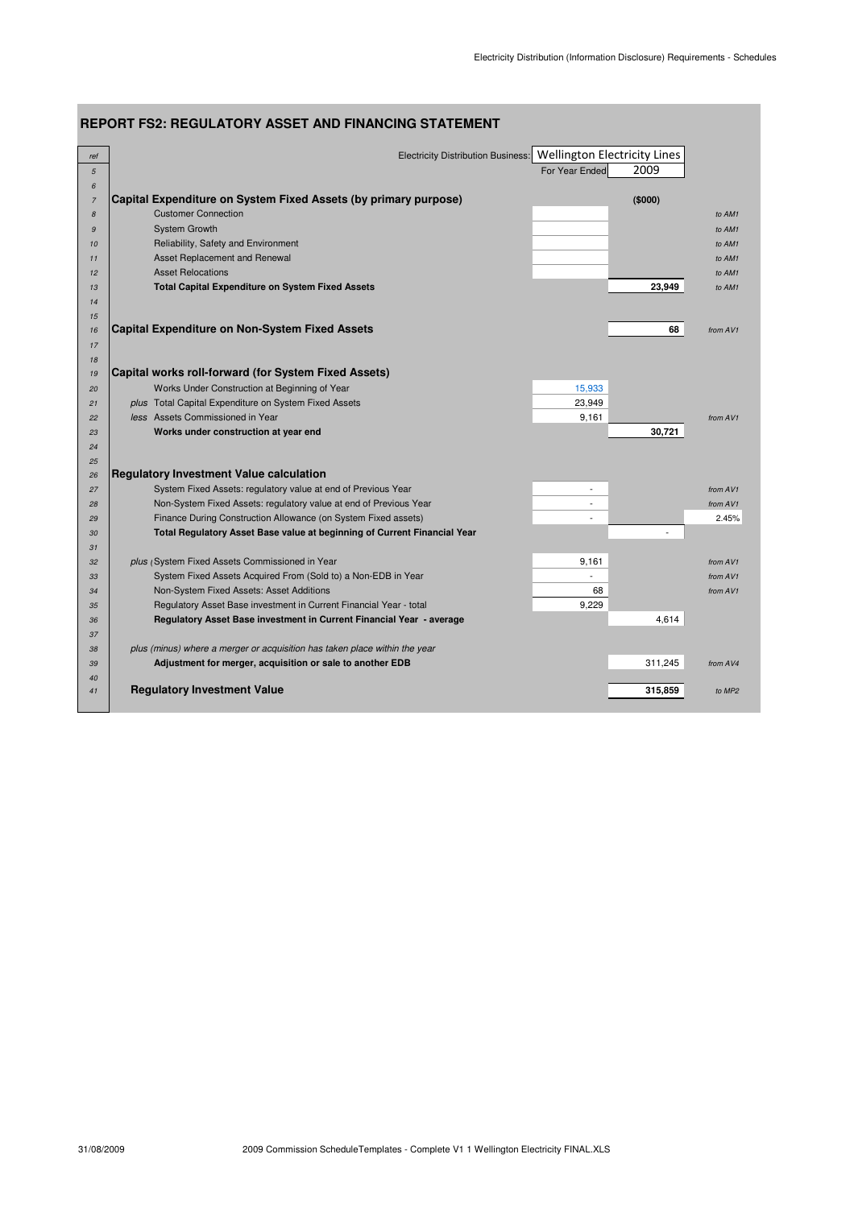## REPORT FS2: REGULATORY ASSET AND FINANCING STATEMENT

| ref | | | | |
|---|---|---|---|---|
| | Electricity Distribution Business: | Wellington Electricity Lines | | |
| 5 | | For Year Ended | 2009 | |
| 6 | | | | |
| 7 | **Capital Expenditure on System Fixed Assets (by primary purpose)** | | **($000)** | |
| 8 | Customer Connection | | | *to AM1* |
| 9 | System Growth | | | *to AM1* |
| 10 | Reliability, Safety and Environment | | | *to AM1* |
| 11 | Asset Replacement and Renewal | | | *to AM1* |
| 12 | Asset Relocations | | | *to AM1* |
| 13 | **Total Capital Expenditure on System Fixed Assets** | | **23,949** | *to AM1* |
| 14 | | | | |
| 15 | | | | |
| 16 | **Capital Expenditure on Non-System Fixed Assets** | | **68** | *from AV1* |
| 17 | | | | |
| 18 | | | | |
| 19 | **Capital works roll-forward (for System Fixed Assets)** | | | |
| 20 | Works Under Construction at Beginning of Year | 15,933 | | |
| 21 | *plus* Total Capital Expenditure on System Fixed Assets | 23,949 | | |
| 22 | *less* Assets Commissioned in Year | 9,161 | | *from AV1* |
| 23 | **Works under construction at year end** | | **30,721** | |
| 24 | | | | |
| 25 | | | | |
| 26 | **Regulatory Investment Value calculation** | | | |
| 27 | System Fixed Assets: regulatory value at end of Previous Year | - | | *from AV1* |
| 28 | Non-System Fixed Assets: regulatory value at end of Previous Year | - | | *from AV1* |
| 29 | Finance During Construction Allowance (on System Fixed assets) | - | | 2.45% |
| 30 | **Total Regulatory Asset Base value at beginning of Current Financial Year** | | - | |
| 31 | | | | |
| 32 | *plus* System Fixed Assets Commissioned in Year | 9,161 | | *from AV1* |
| 33 | System Fixed Assets Acquired From (Sold to) a Non-EDB in Year | - | | *from AV1* |
| 34 | Non-System Fixed Assets: Asset Additions | 68 | | *from AV1* |
| 35 | Regulatory Asset Base investment in Current Financial Year - total | 9,229 | | |
| 36 | **Regulatory Asset Base investment in Current Financial Year - average** | | 4,614 | |
| 37 | | | | |
| 38 | *plus (minus) where a merger or acquisition has taken place within the year* | | | |
| 39 | **Adjustment for merger, acquisition or sale to another EDB** | | 311,245 | *from AV4* |
| 40 | | | | |
| 41 | **Regulatory Investment Value** | | **315,859** | *to MP2* |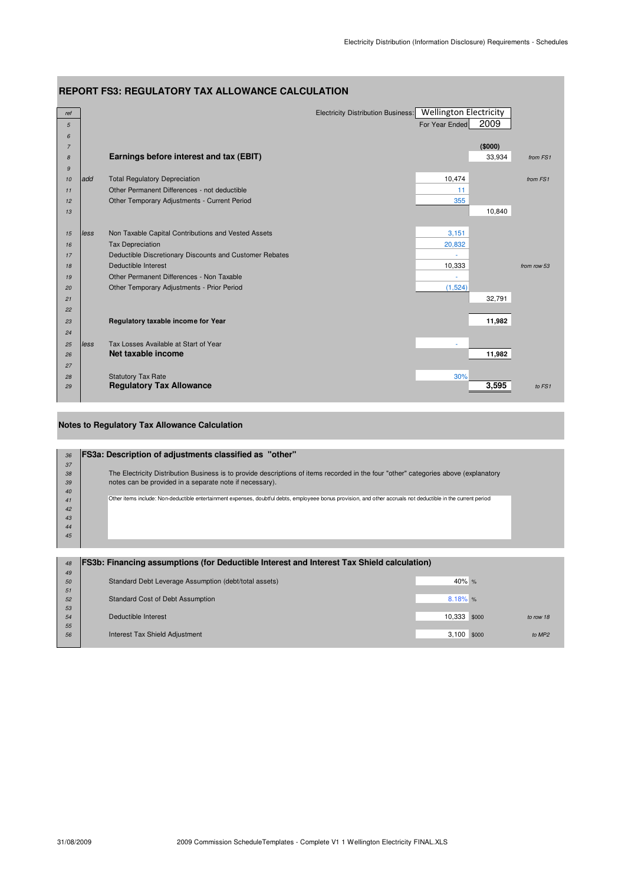## REPORT FS3: REGULATORY TAX ALLOWANCE CALCULATION

| ref | | | | | |
|---|---|---|---|---|---|
| | | Electricity Distribution Business: | Wellington Electricity | | |
| 5 | | | For Year Ended | 2009 | |
| 6 | | | | | |
| 7 | | | | ($000) | |
| 8 | | **Earnings before interest and tax (EBIT)** | | 33,934 | from FS1 |
| 9 | | | | | |
| 10 | add | Total Regulatory Depreciation | 10,474 | | from FS1 |
| 11 | | Other Permanent Differences - not deductible | 11 | | |
| 12 | | Other Temporary Adjustments - Current Period | 355 | | |
| 13 | | | | 10,840 | |
| | | | | | |
| 15 | less | Non Taxable Capital Contributions and Vested Assets | 3,151 | | |
| 16 | | Tax Depreciation | 20,832 | | |
| 17 | | Deductible Discretionary Discounts and Customer Rebates | - | | |
| 18 | | Deductible Interest | 10,333 | | from row 53 |
| 19 | | Other Permanent Differences - Non Taxable | - | | |
| 20 | | Other Temporary Adjustments - Prior Period | (1,524) | | |
| 21 | | | | 32,791 | |
| 22 | | | | | |
| 23 | | **Regulatory taxable income for Year** | | **11,982** | |
| 24 | | | | | |
| 25 | less | Tax Losses Available at Start of Year | - | | |
| 26 | | **Net taxable income** | | **11,982** | |
| 27 | | | | | |
| 28 | | Statutory Tax Rate | 30% | | |
| 29 | | **Regulatory Tax Allowance** | | **3,595** | to FS1 |

### Notes to Regulatory Tax Allowance Calculation

| | |
|---|---|
| 36 | **FS3a: Description of adjustments classified as "other"** |
| 37 | |
| 38 | The Electricity Distribution Business is to provide descriptions of items recorded in the four "other" categories above (explanatory |
| 39 | notes can be provided in a separate note if necessary). |
| 40 | |
| 41 | Other items include: Non-deductible entertainment expenses, doubtful debts, employee bonus provision, and other accruals not deductible in the current period |
| 42 | |
| 43 | |
| 44 | |
| 45 | |

| | | | | |
|---|---|---|---|---|
| 48 | **FS3b: Financing assumptions (for Deductible Interest and Interest Tax Shield calculation)** | | | |
| 49 | | | | |
| 50 | Standard Debt Leverage Assumption (debt/total assets) | 40% | % | |
| 51 | | | | |
| 52 | Standard Cost of Debt Assumption | 8.18% | % | |
| 53 | | | | |
| 54 | Deductible Interest | 10,333 | $000 | to row 18 |
| 55 | | | | |
| 56 | Interest Tax Shield Adjustment | 3,100 | $000 | to MP2 |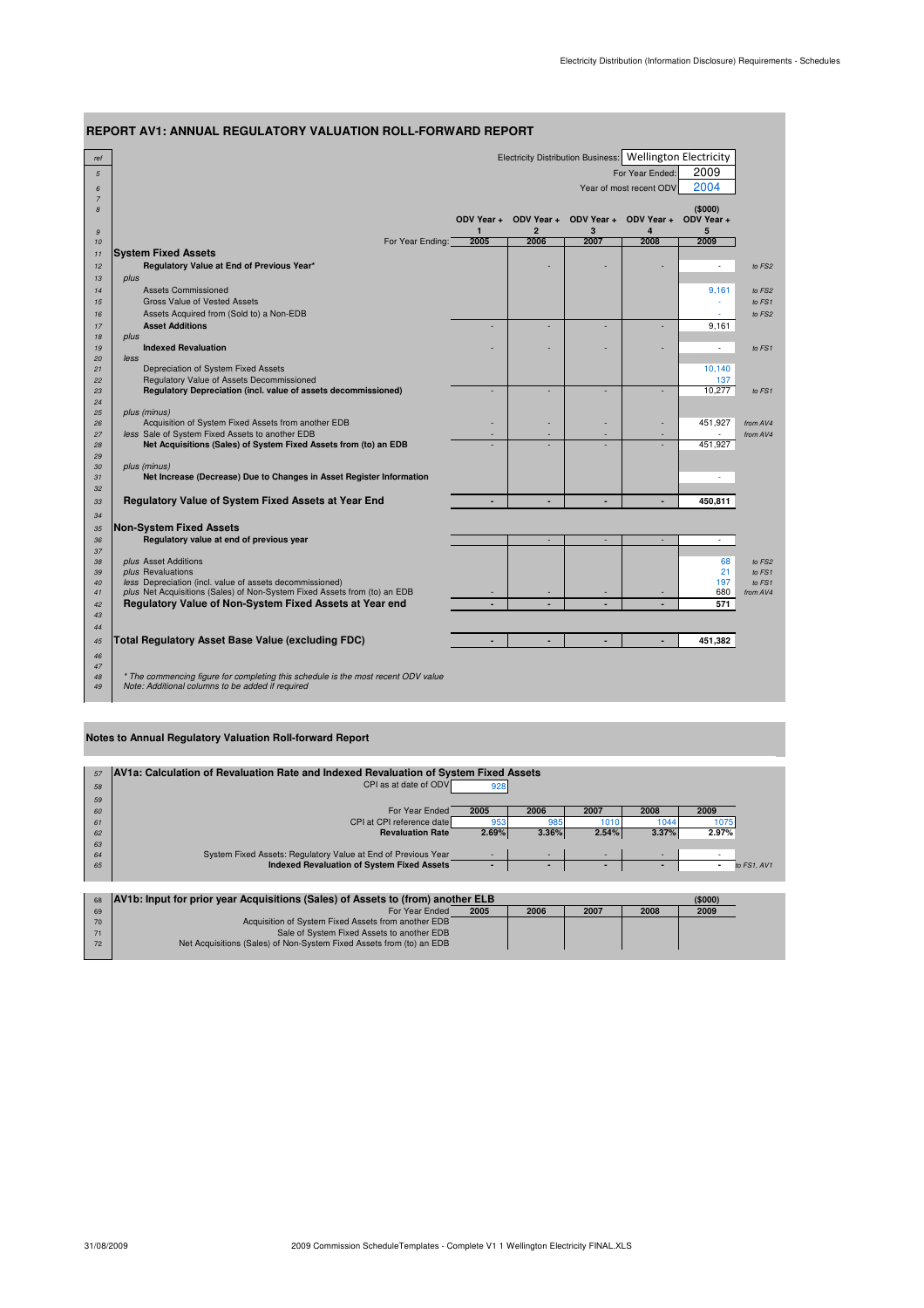## REPORT AV1: ANNUAL REGULATORY VALUATION ROLL-FORWARD REPORT

Electricity Distribution Business: **Wellington Electricity**

For Year Ended: **2009**

Year of most recent ODV: **2004**

| ref | | ODV Year + 1 | ODV Year + 2 | ODV Year + 3 | ODV Year + 4 | ($000) ODV Year + 5 | |
|---|---|---|---|---|---|---|---|
| 10 | For Year Ending: | 2005 | 2006 | 2007 | 2008 | 2009 | |
| 11 | **System Fixed Assets** | | | | | | |
| 12 | **Regulatory Value at End of Previous Year*** | | - | - | - | - | *to FS2* |
| 13 | *plus* | | | | | | |
| 14 | Assets Commissioned | | | | | 9,161 | *to FS2* |
| 15 | Gross Value of Vested Assets | | | | | - | *to FS1* |
| 16 | Assets Acquired from (Sold to) a Non-EDB | | | | | - | *to FS2* |
| 17 | **Asset Additions** | - | - | - | - | 9,161 | |
| 18 | *plus* | | | | | | |
| 19 | **Indexed Revaluation** | - | - | - | - | - | *to FS1* |
| 20 | *less* | | | | | | |
| 21 | Depreciation of System Fixed Assets | | | | | 10,140 | |
| 22 | Regulatory Value of Assets Decommissioned | | | | | 137 | |
| 23 | **Regulatory Depreciation (incl. value of assets decommissioned)** | - | - | - | - | 10,277 | *to FS1* |
| 24 | | | | | | | |
| 25 | *plus (minus)* | | | | | | |
| 26 | Acquisition of System Fixed Assets from another EDB | - | - | - | - | 451,927 | *from AV4* |
| 27 | *less* Sale of System Fixed Assets to another EDB | - | - | - | - | - | *from AV4* |
| 28 | **Net Acquisitions (Sales) of System Fixed Assets from (to) an EDB** | - | - | - | - | 451,927 | |
| 29 | | | | | | | |
| 30 | *plus (minus)* | | | | | | |
| 31 | **Net Increase (Decrease) Due to Changes in Asset Register Information** | | | | | - | |
| 32 | | | | | | | |
| 33 | **Regulatory Value of System Fixed Assets at Year End** | - | - | - | - | 450,811 | |
| 34 | | | | | | | |
| 35 | **Non-System Fixed Assets** | | | | | | |
| 36 | **Regulatory value at end of previous year** | | - | - | - | - | |
| 37 | | | | | | | |
| 38 | *plus* Asset Additions | | | | | 68 | *to FS2* |
| 39 | *plus* Revaluations | | | | | 21 | *to FS1* |
| 40 | *less* Depreciation (incl. value of assets decommissioned) | | | | | 197 | *to FS1* |
| 41 | *plus* Net Acquisitions (Sales) of Non-System Fixed Assets from (to) an EDB | - | - | - | - | 680 | *from AV4* |
| 42 | **Regulatory Value of Non-System Fixed Assets at Year end** | - | - | - | - | 571 | |
| 43 | | | | | | | |
| 44 | | | | | | | |
| 45 | **Total Regulatory Asset Base Value (excluding FDC)** | - | - | - | - | 451,382 | |

*\* The commencing figure for completing this schedule is the most recent ODV value*
*Note: Additional columns to be added if required*

### Notes to Annual Regulatory Valuation Roll-forward Report

**AV1a: Calculation of Revaluation Rate and Indexed Revaluation of System Fixed Assets**

CPI as at date of ODV: 928

| ref | For Year Ended | 2005 | 2006 | 2007 | 2008 | 2009 | |
|---|---|---|---|---|---|---|---|
| 61 | CPI at CPI reference date | 953 | 985 | 1010 | 1044 | 1075 | |
| 62 | **Revaluation Rate** | 2.69% | 3.36% | 2.54% | 3.37% | 2.97% | |
| 63 | | | | | | | |
| 64 | System Fixed Assets: Regulatory Value at End of Previous Year | - | - | - | - | - | |
| 65 | **Indexed Revaluation of System Fixed Assets** | - | - | - | - | - | *to FS1, AV1* |

**AV1b: Input for prior year Acquisitions (Sales) of Assets to (from) another ELB**

| ref | For Year Ended | 2005 | 2006 | 2007 | 2008 | ($000) 2009 |
|---|---|---|---|---|---|---|
| 70 | Acquisition of System Fixed Assets from another EDB | | | | | |
| 71 | Sale of System Fixed Assets to another EDB | | | | | |
| 72 | Net Acquisitions (Sales) of Non-System Fixed Assets from (to) an EDB | | | | | |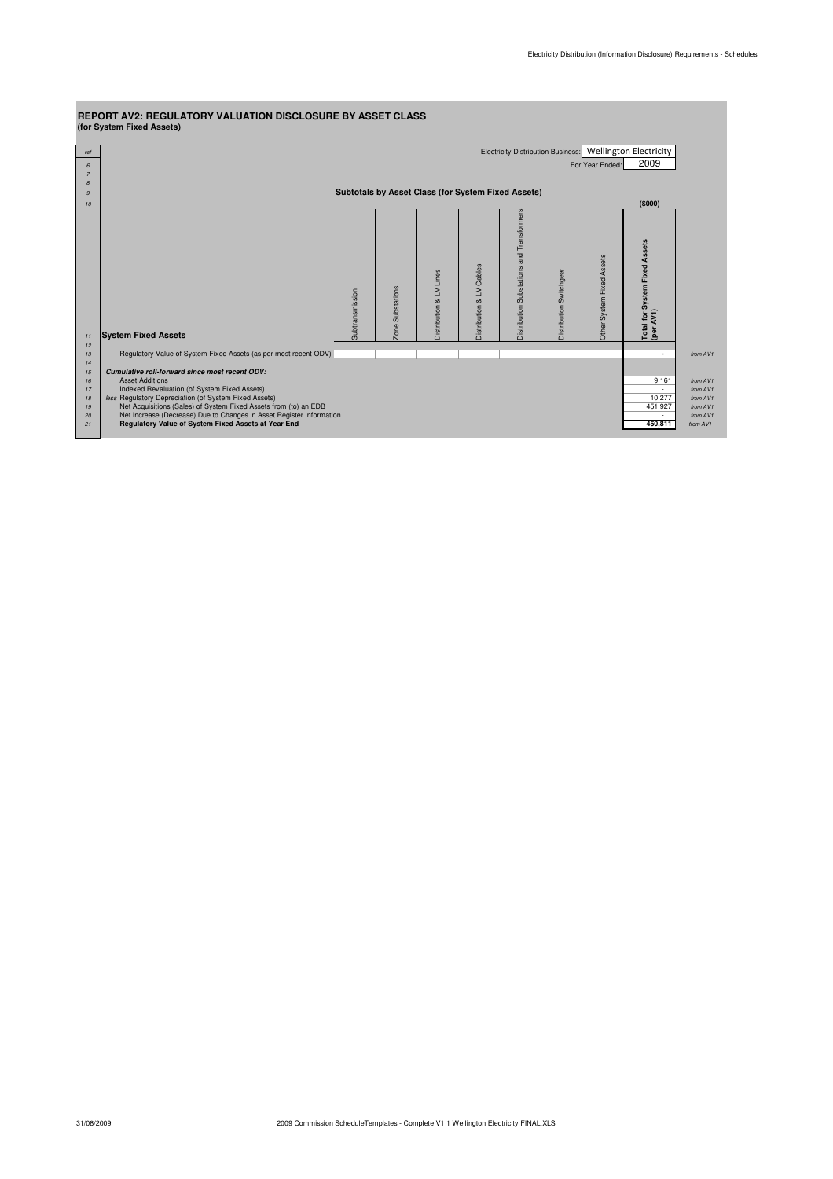## REPORT AV2: REGULATORY VALUATION DISCLOSURE BY ASSET CLASS
**(for System Fixed Assets)**

Electricity Distribution Business: Wellington Electricity
For Year Ended: 2009

### Subtotals by Asset Class (for System Fixed Assets)

($000)

| ref | System Fixed Assets | Subtransmission | Zone Substations | Distribution & LV Lines | Distribution & LV Cables | Distribution Substations and Transformers | Distribution Switchgear | Other System Fixed Assets | Total for System Fixed Assets (per AV1) | |
|---|---|---|---|---|---|---|---|---|---|---|
| 13 | Regulatory Value of System Fixed Assets (as per most recent ODV) | | | | | | | | - | from AV1 |
| 15 | ***Cumulative roll-forward since most recent ODV:*** | | | | | | | | | |
| 16 | Asset Additions | | | | | | | | 9,161 | from AV1 |
| 17 | Indexed Revaluation (of System Fixed Assets) | | | | | | | | - | from AV1 |
| 18 | *less* Regulatory Depreciation (of System Fixed Assets) | | | | | | | | 10,277 | from AV1 |
| 19 | Net Acquisitions (Sales) of System Fixed Assets from (to) an EDB | | | | | | | | 451,927 | from AV1 |
| 20 | Net Increase (Decrease) Due to Changes in Asset Register Information | | | | | | | | - | from AV1 |
| 21 | **Regulatory Value of System Fixed Assets at Year End** | | | | | | | | **450,811** | from AV1 |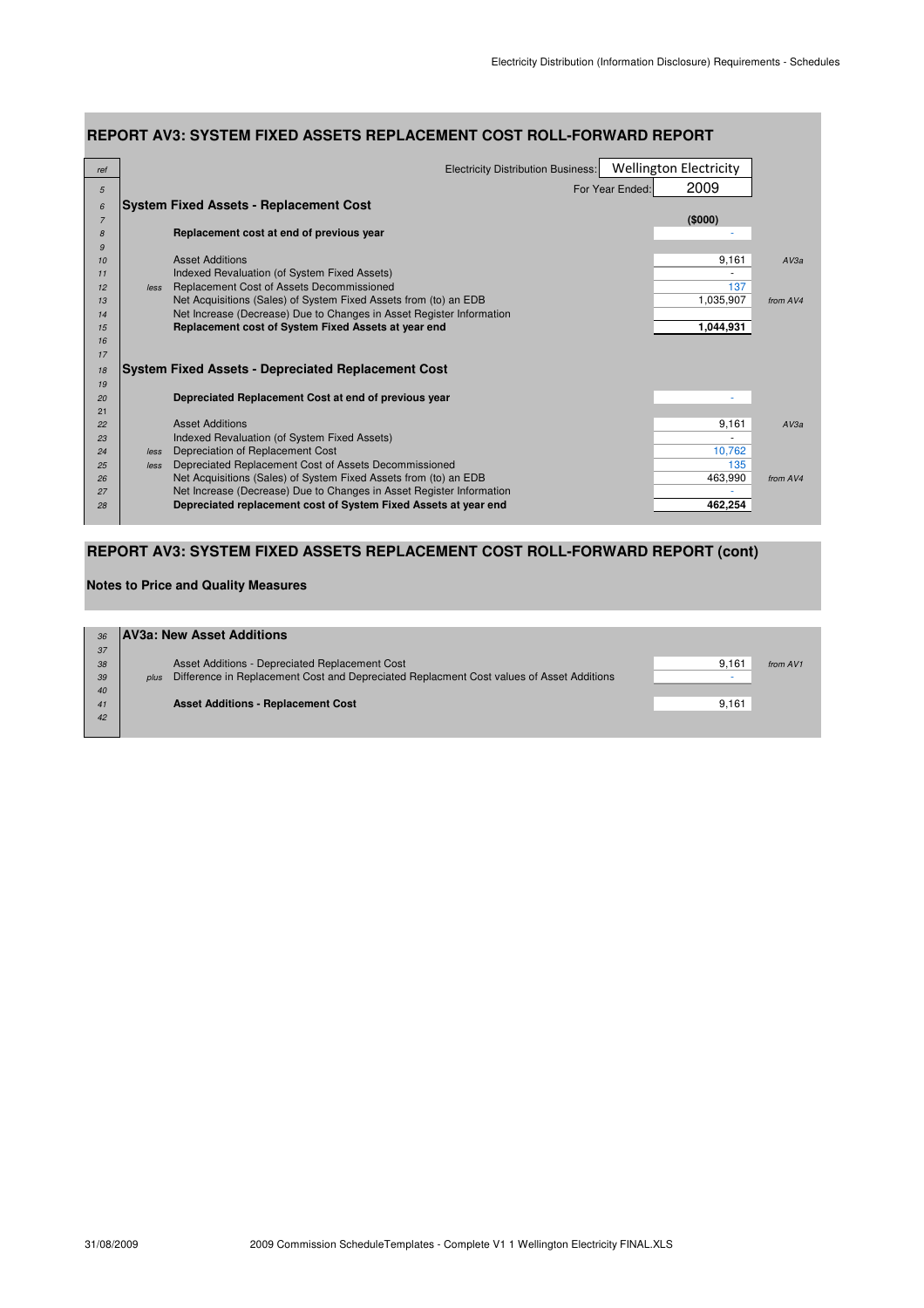## REPORT AV3: SYSTEM FIXED ASSETS REPLACEMENT COST ROLL-FORWARD REPORT

| ref | | | | |
|---|---|---|---|---|
| | | Electricity Distribution Business: | Wellington Electricity | |
| 5 | | For Year Ended: | 2009 | |
| 6 | | **System Fixed Assets - Replacement Cost** | | |
| 7 | | | **($000)** | |
| 8 | | **Replacement cost at end of previous year** | - | |
| 9 | | | | |
| 10 | | Asset Additions | 9,161 | *AV3a* |
| 11 | | Indexed Revaluation (of System Fixed Assets) | - | |
| 12 | *less* | Replacement Cost of Assets Decommissioned | 137 | |
| 13 | | Net Acquisitions (Sales) of System Fixed Assets from (to) an EDB | 1,035,907 | *from AV4* |
| 14 | | Net Increase (Decrease) Due to Changes in Asset Register Information | | |
| 15 | | **Replacement cost of System Fixed Assets at year end** | **1,044,931** | |
| 16 | | | | |
| 17 | | | | |
| 18 | | **System Fixed Assets - Depreciated Replacement Cost** | | |
| 19 | | | | |
| 20 | | **Depreciated Replacement Cost at end of previous year** | - | |
| 21 | | | | |
| 22 | | Asset Additions | 9,161 | *AV3a* |
| 23 | | Indexed Revaluation (of System Fixed Assets) | - | |
| 24 | *less* | Depreciation of Replacement Cost | 10,762 | |
| 25 | *less* | Depreciated Replacement Cost of Assets Decommissioned | 135 | |
| 26 | | Net Acquisitions (Sales) of System Fixed Assets from (to) an EDB | 463,990 | *from AV4* |
| 27 | | Net Increase (Decrease) Due to Changes in Asset Register Information | - | |
| 28 | | **Depreciated replacement cost of System Fixed Assets at year end** | **462,254** | |

## REPORT AV3: SYSTEM FIXED ASSETS REPLACEMENT COST ROLL-FORWARD REPORT (cont)

**Notes to Price and Quality Measures**

| ref | | | | |
|---|---|---|---|---|
| 36 | | **AV3a: New Asset Additions** | | |
| 37 | | | | |
| 38 | | Asset Additions - Depreciated Replacement Cost | 9,161 | *from AV1* |
| 39 | *plus* | Difference in Replacement Cost and Depreciated Replacment Cost values of Asset Additions | - | |
| 40 | | | | |
| 41 | | **Asset Additions - Replacement Cost** | 9,161 | |
| 42 | | | | |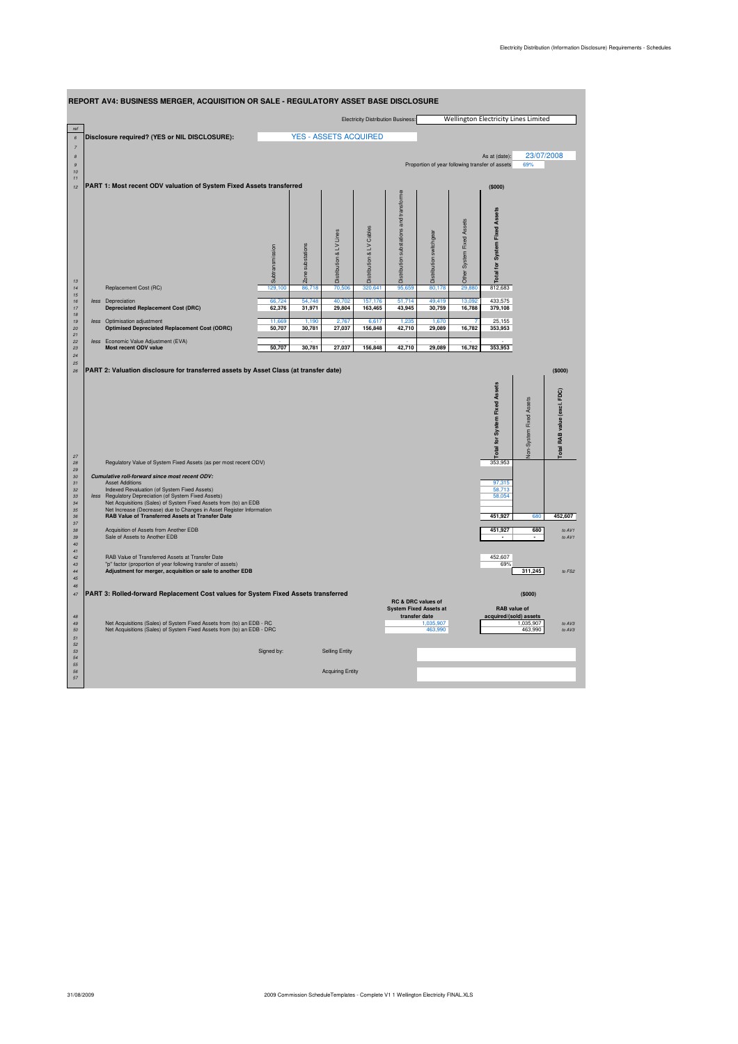## REPORT AV4: BUSINESS MERGER, ACQUISITION OR SALE - REGULATORY ASSET BASE DISCLOSURE

Electricity Distribution Business: Wellington Electricity Lines Limited

**Disclosure required? (YES or NIL DISCLOSURE):** YES - ASSETS ACQUIRED

As at (date): 23/07/2008

Proportion of year following transfer of assets: 69%

### PART 1: Most recent ODV valuation of System Fixed Assets transferred

($000)

| ref | | Subtransmission | Zone substations | Distribution & LV Lines | Distribution & LV Cables | Distribution substations and transformers | Distribution switchgear | Other System Fixed Assets | Total for System Fixed Assets |
|---|---|---|---|---|---|---|---|---|---|
| 14 | Replacement Cost (RC) | 129,100 | 86,718 | 70,506 | 320,641 | 95,659 | 80,178 | 29,880 | 812,683 |
| 16 | *less* Depreciation | 66,724 | 54,748 | 40,702 | 157,176 | 51,714 | 49,419 | 13,092 | 433,575 |
| 17 | **Depreciated Replacement Cost (DRC)** | **62,376** | **31,971** | **29,804** | **163,465** | **43,945** | **30,759** | **16,788** | **379,108** |
| 19 | *less* Optimisation adjustment | 11,669 | 1,190 | 2,767 | 6,617 | 1,235 | 1,670 | 7 | 25,155 |
| 20 | **Optimised Depreciated Replacement Cost (ODRC)** | **50,707** | **30,781** | **27,037** | **156,848** | **42,710** | **29,089** | **16,782** | **353,953** |
| 22 | *less* Economic Value Adjustment (EVA) | | | | | | | | |
| 23 | **Most recent ODV value** | **50,707** | **30,781** | **27,037** | **156,848** | **42,710** | **29,089** | **16,782** | **353,953** |

### PART 2: Valuation disclosure for transferred assets by Asset Class (at transfer date)

($000)

| ref | | Total for System Fixed Assets | Non-System Fixed Assets | Total RAB value (excl. FDC) | |
|---|---|---|---|---|---|
| 28 | Regulatory Value of System Fixed Assets (as per most recent ODV) | 353,953 | | | |
| 30 | ***Cumulative roll-forward since most recent ODV:*** | | | | |
| 31 | Asset Additions | 97,315 | | | |
| 32 | Indexed Revaluation (of System Fixed Assets) | 58,713 | | | |
| 33 | *less* Regulatory Depreciation (of System Fixed Assets) | 58,054 | | | |
| 34 | Net Acquisitions (Sales) of System Fixed Assets from (to) an EDB | | | | |
| 35 | Net Increase (Decrease) due to Changes in Asset Register Information | | | | |
| 36 | **RAB Value of Transferred Assets at Transfer Date** | **451,927** | 680 | **452,607** | |
| 38 | Acquisition of Assets from Another EDB | **451,927** | **680** | | *to AV1* |
| 39 | Sale of Assets to Another EDB | - | - | | *to AV1* |
| 42 | RAB Value of Transferred Assets at Transfer Date | 452,607 | | | |
| 43 | "p" factor (proportion of year following transfer of assets) | 69% | | | |
| 44 | **Adjustment for merger, acquisition or sale to another EDB** | | **311,245** | | *to FS2* |

### PART 3: Rolled-forward Replacement Cost values for System Fixed Assets transferred

($000)

| ref | | RC & DRC values of System Fixed Assets at transfer date | RAB value of acquired/(sold) assets | |
|---|---|---|---|---|
| 49 | Net Acquisitions (Sales) of System Fixed Assets from (to) an EDB - RC | 1,035,907 | 1,035,907 | *to AV3* |
| 50 | Net Acquisitions (Sales) of System Fixed Assets from (to) an EDB - DRC | 463,990 | 463,990 | *to AV3* |

Signed by:

Selling Entity

Acquiring Entity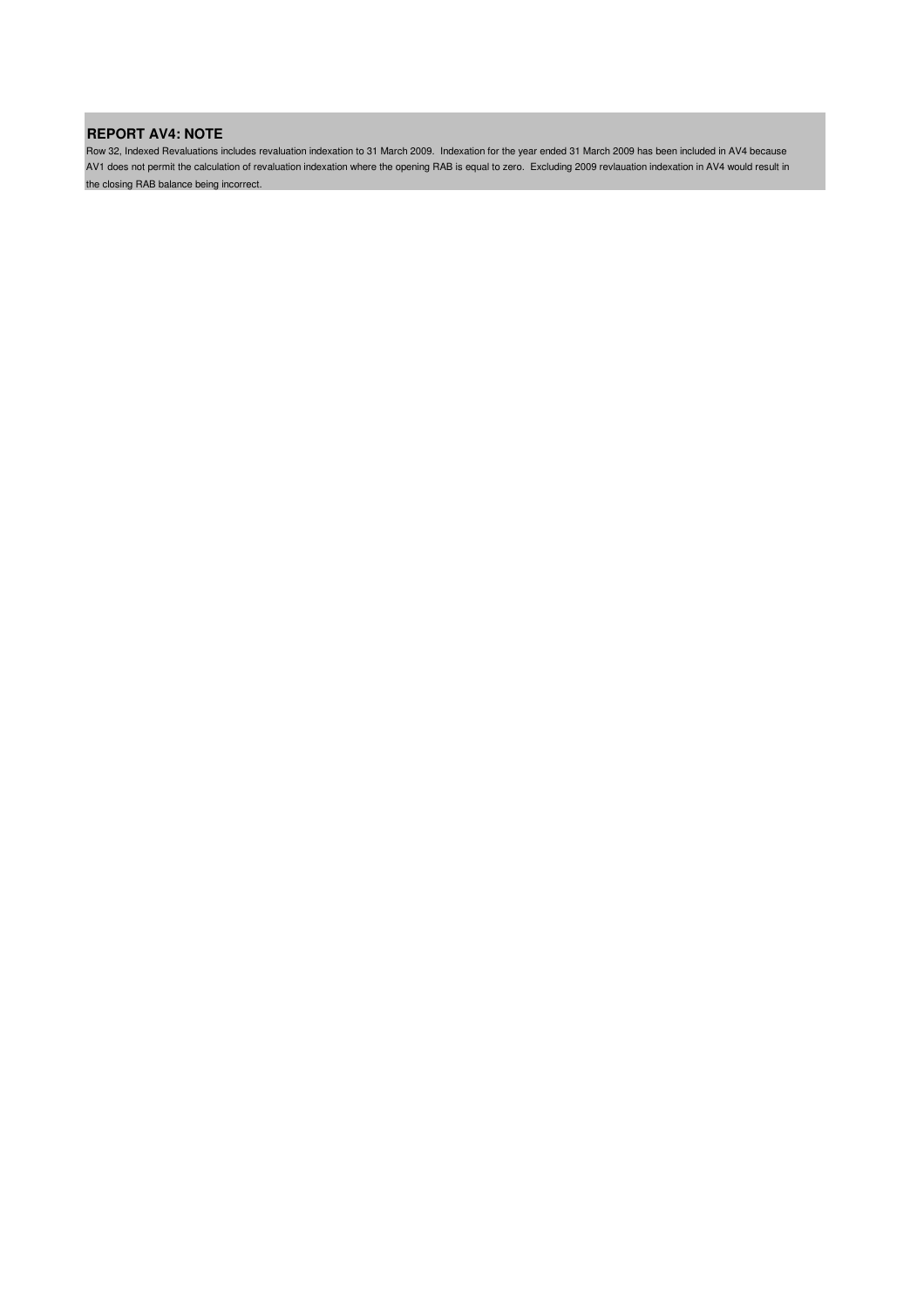**REPORT AV4: NOTE**

Row 32, Indexed Revaluations includes revaluation indexation to 31 March 2009. Indexation for the year ended 31 March 2009 has been included in AV4 because AV1 does not permit the calculation of revaluation indexation where the opening RAB is equal to zero. Excluding 2009 revlauation indexation in AV4 would result in the closing RAB balance being incorrect.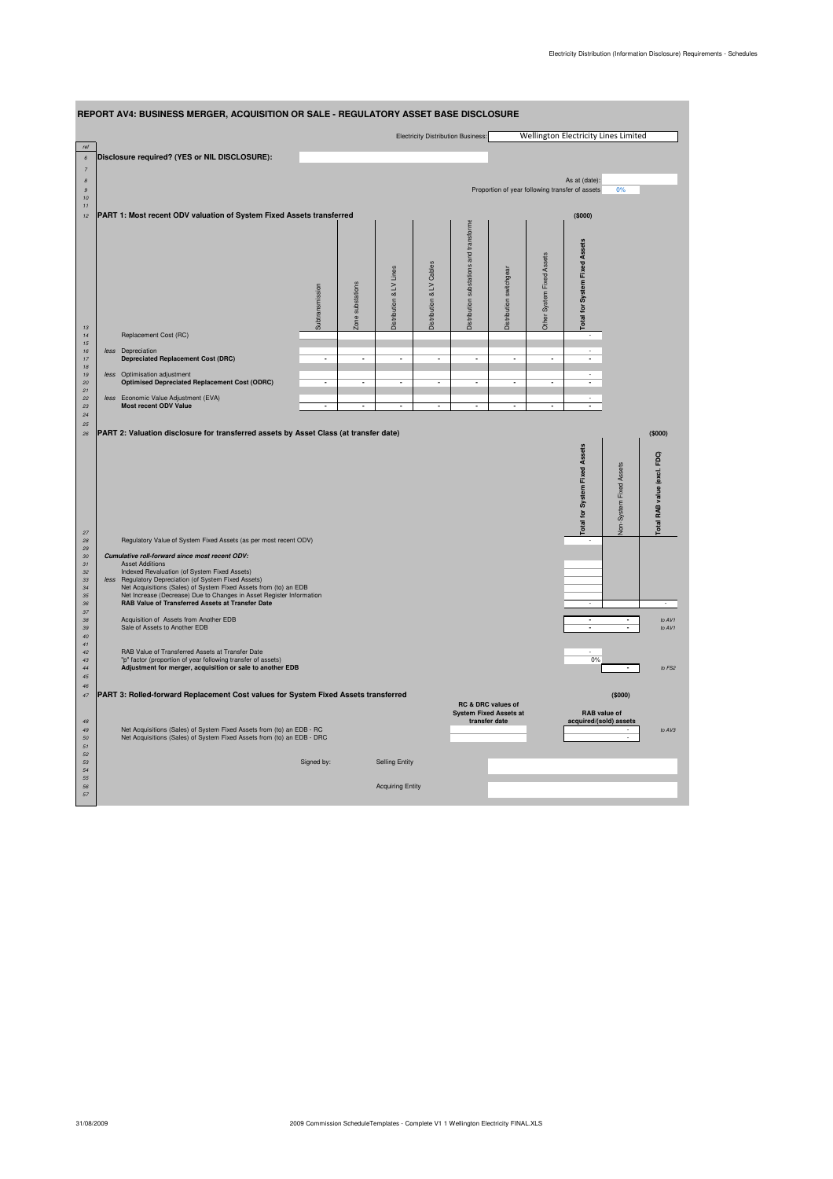## REPORT AV4: BUSINESS MERGER, ACQUISITION OR SALE - REGULATORY ASSET BASE DISCLOSURE

Electricity Distribution Business: Wellington Electricity Lines Limited

**Disclosure required? (YES or NIL DISCLOSURE):**

As at (date):

Proportion of year following transfer of assets: 0%

### PART 1: Most recent ODV valuation of System Fixed Assets transferred

($000)

| | Subtransmission | Zone substations | Distribution & LV Lines | Distribution & LV Cables | Distribution substations and transformers | Distribution switchgear | Other System Fixed Assets | Total for System Fixed Assets |
|---|---|---|---|---|---|---|---|---|
| Replacement Cost (RC) | | | | | | | | - |
| *less* Depreciation | | | | | | | | - |
| **Depreciated Replacement Cost (DRC)** | - | - | - | - | - | - | - | - |
| *less* Optimisation adjustment | | | | | | | | - |
| **Optimised Depreciated Replacement Cost (ODRC)** | - | - | - | - | - | - | - | - |
| *less* Economic Value Adjustment (EVA) | | | | | | | | - |
| **Most recent ODV Value** | - | - | - | - | - | - | - | - |

### PART 2: Valuation disclosure for transferred assets by Asset Class (at transfer date)

($000)

| | Total for System Fixed Assets | Non-System Fixed Assets | Total RAB value (excl. FDC) | |
|---|---|---|---|---|
| Regulatory Value of System Fixed Assets (as per most recent ODV) | - | | | |
| ***Cumulative roll-forward since most recent ODV:*** | | | | |
| Asset Additions | | | | |
| Indexed Revaluation (of System Fixed Assets) | | | | |
| *less* Regulatory Depreciation (of System Fixed Assets) | | | | |
| Net Acquisitions (Sales) of System Fixed Assets from (to) an EDB | | | | |
| Net Increase (Decrease) Due to Changes in Asset Register Information | | | | |
| **RAB Value of Transferred Assets at Transfer Date** | - | | - | |
| Acquisition of Assets from Another EDB | - | - | | *to AV1* |
| Sale of Assets to Another EDB | - | - | | *to AV1* |
| RAB Value of Transferred Assets at Transfer Date | - | | | |
| "p" factor (proportion of year following transfer of assets) | 0% | | | |
| **Adjustment for merger, acquisition or sale to another EDB** | | - | | *to FS2* |

### PART 3: Rolled-forward Replacement Cost values for System Fixed Assets transferred

($000)

| | RC & DRC values of System Fixed Assets at transfer date | RAB value of acquired/(sold) assets | |
|---|---|---|---|
| Net Acquisitions (Sales) of System Fixed Assets from (to) an EDB - RC | | - | *to AV3* |
| Net Acquisitions (Sales) of System Fixed Assets from (to) an EDB - DRC | | - | |

Signed by: Selling Entity

Acquiring Entity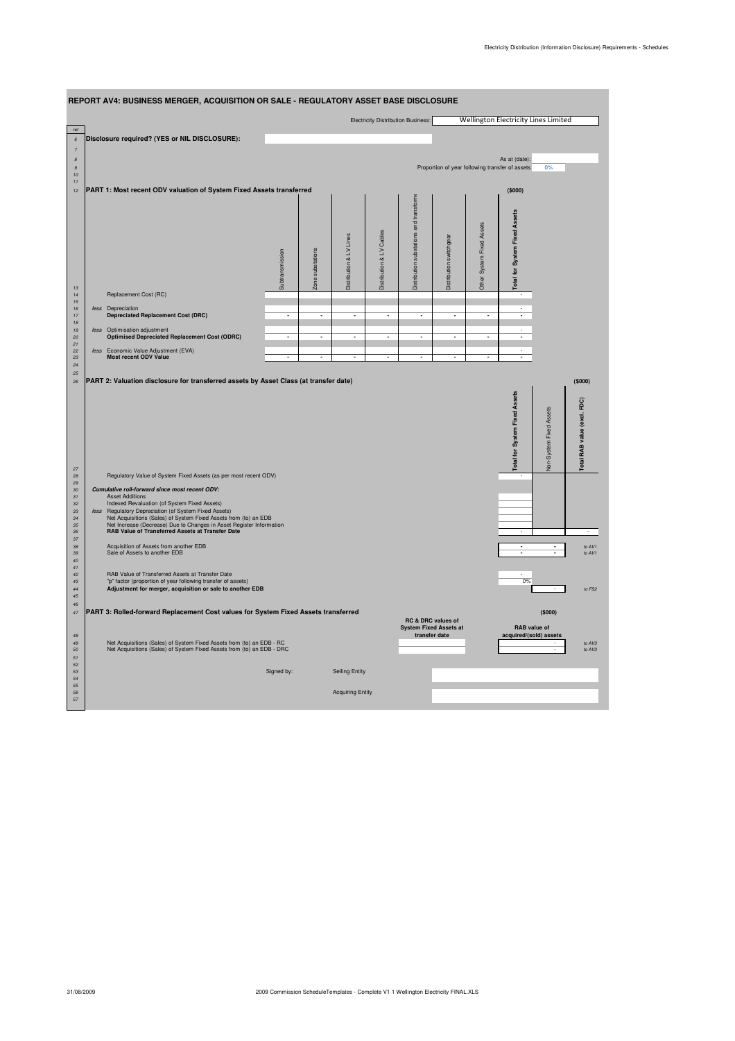## REPORT AV4: BUSINESS MERGER, ACQUISITION OR SALE - REGULATORY ASSET BASE DISCLOSURE

Electricity Distribution Business: Wellington Electricity Lines Limited

**Disclosure required? (YES or NIL DISCLOSURE):**

As at (date):

Proportion of year following transfer of assets: 0%

### PART 1: Most recent ODV valuation of System Fixed Assets transferred

($000)

| | Subtransmission | Zone substations | Distribution & LV Lines | Distribution & LV Cables | Distribution substations and transformers | Distribution switchgear | Other System Fixed Assets | Total for System Fixed Assets |
|---|---|---|---|---|---|---|---|---|
| Replacement Cost (RC) | | | | | | | | - |
| *less* Depreciation | | | | | | | | - |
| **Depreciated Replacement Cost (DRC)** | - | - | - | - | - | - | - | - |
| *less* Optimisation adjustment | | | | | | | | - |
| **Optimised Depreciated Replacement Cost (ODRC)** | - | - | - | - | - | - | - | - |
| *less* Economic Value Adjustment (EVA) | | | | | | | | - |
| **Most recent ODV Value** | - | - | - | - | - | - | - | - |

### PART 2: Valuation disclosure for transferred assets by Asset Class (at transfer date)

($000)

| | Total for System Fixed Assets | Non-System Fixed Assets | Total RAB value (excl. FDC) | |
|---|---|---|---|---|
| Regulatory Value of System Fixed Assets (as per most recent ODV) | - | | | |
| ***Cumulative roll-forward since most recent ODV:*** | | | | |
| Asset Additions | | | | |
| Indexed Revaluation (of System Fixed Assets) | | | | |
| *less* Regulatory Depreciation (of System Fixed Assets) | | | | |
| Net Acquisitions (Sales) of System Fixed Assets from (to) an EDB | | | | |
| Net Increase (Decrease) Due to Changes in Asset Register Information | | | | |
| **RAB Value of Transferred Assets at Transfer Date** | - | | - | |
| Acquisition of Assets from another EDB | - | - | | *to AV1* |
| Sale of Assets to another EDB | - | - | | *to AV1* |
| RAB Value of Transferred Assets at Transfer Date | - | | | |
| "p" factor (proportion of year following transfer of assets) | 0% | | | |
| **Adjustment for merger, acquisition or sale to another EDB** | | - | | *to FS2* |

### PART 3: Rolled-forward Replacement Cost values for System Fixed Assets transferred

($000)

| | RC & DRC values of System Fixed Assets at transfer date | RAB value of acquired/(sold) assets | |
|---|---|---|---|
| Net Acquisitions (Sales) of System Fixed Assets from (to) an EDB - RC | | - | *to AV3* |
| Net Acquisitions (Sales) of System Fixed Assets from (to) an EDB - DRC | | - | *to AV3* |

Signed by: Selling Entity

Acquiring Entity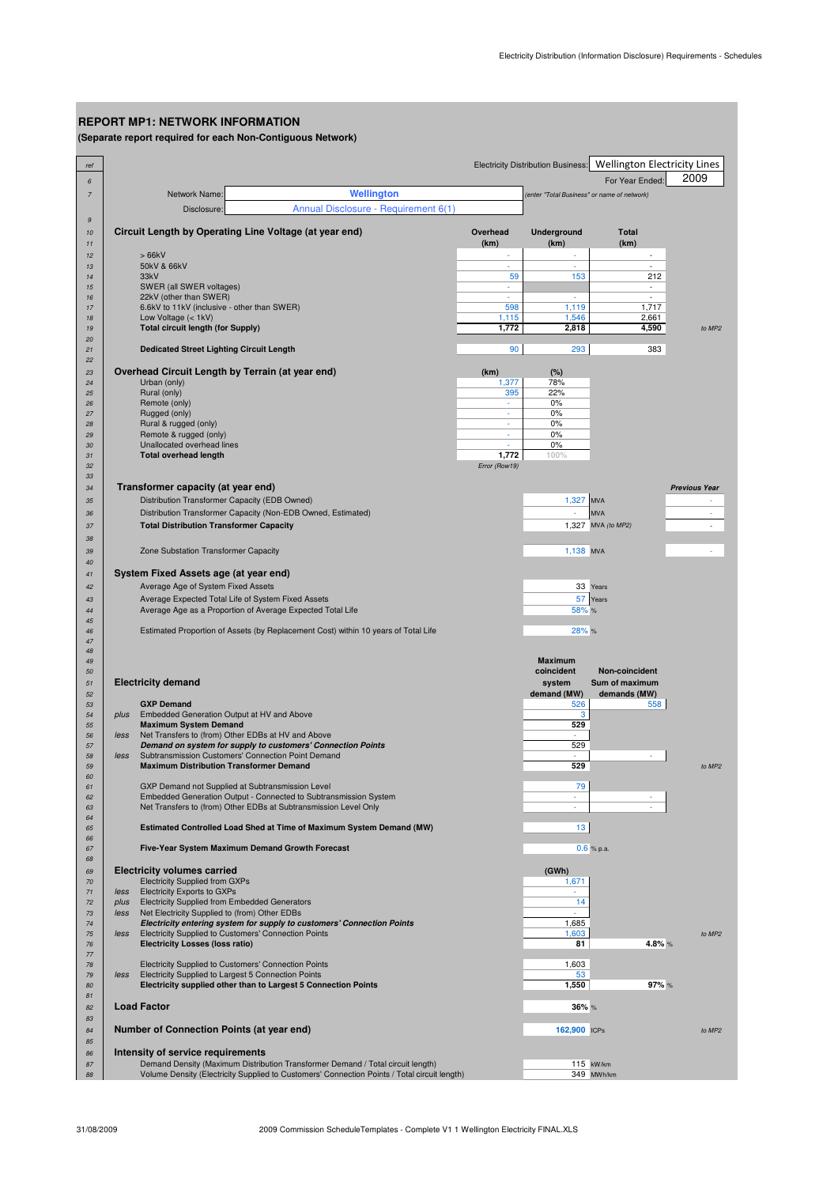# REPORT MP1: NETWORK INFORMATION

**(Separate report required for each Non-Contiguous Network)**

Electricity Distribution Business: Wellington Electricity Lines

For Year Ended: 2009

Network Name: **Wellington** *(enter "Total Business" or name of network)*

Disclosure: Annual Disclosure - Requirement 6(1)

## Circuit Length by Operating Line Voltage (at year end)

| ref | | Overhead (km) | Underground (km) | Total (km) | |
|---|---|---|---|---|---|
| 12 | > 66kV | - | - | - | |
| 13 | 50kV & 66kV | - | - | - | |
| 14 | 33kV | 59 | 153 | 212 | |
| 15 | SWER (all SWER voltages) | - | | - | |
| 16 | 22kV (other than SWER) | - | - | - | |
| 17 | 6.6kV to 11kV (inclusive - other than SWER) | 598 | 1,119 | 1,717 | |
| 18 | Low Voltage (< 1kV) | 1,115 | 1,546 | 2,661 | |
| 19 | **Total circuit length (for Supply)** | **1,772** | **2,818** | **4,590** | *to MP2* |
| 21 | **Dedicated Street Lighting Circuit Length** | 90 | 293 | 383 | |

## Overhead Circuit Length by Terrain (at year end)

| ref | | (km) | (%) |
|---|---|---|---|
| 24 | Urban (only) | 1,377 | 78% |
| 25 | Rural (only) | 395 | 22% |
| 26 | Remote (only) | - | 0% |
| 27 | Rugged (only) | - | 0% |
| 28 | Rural & rugged (only) | - | 0% |
| 29 | Remote & rugged (only) | - | 0% |
| 30 | Unallocated overhead lines | - | 0% |
| 31 | **Total overhead length** | **1,772** | 100% |
| | | *Error (Row19)* | |

## Transformer capacity (at year end)

| ref | | | | Previous Year |
|---|---|---|---|---|
| 35 | Distribution Transformer Capacity (EDB Owned) | 1,327 | MVA | - |
| 36 | Distribution Transformer Capacity (Non-EDB Owned, Estimated) | - | MVA | - |
| 37 | **Total Distribution Transformer Capacity** | 1,327 | MVA *(to MP2)* | - |
| 39 | Zone Substation Transformer Capacity | 1,138 | MVA | - |

## System Fixed Assets age (at year end)

| ref | | | |
|---|---|---|---|
| 42 | Average Age of System Fixed Assets | 33 | Years |
| 43 | Average Expected Total Life of System Fixed Assets | 57 | Years |
| 44 | Average Age as a Proportion of Average Expected Total Life | 58% | % |
| 46 | Estimated Proportion of Assets (by Replacement Cost) within 10 years of Total Life | 28% | % |

## Electricity demand

| ref | | | Maximum coincident system demand (MW) | Non-coincident Sum of maximum demands (MW) | |
|---|---|---|---|---|---|
| 53 | | **GXP Demand** | 526 | 558 | |
| 54 | *plus* | Embedded Generation Output at HV and Above | 3 | | |
| 55 | | **Maximum System Demand** | **529** | | |
| 56 | *less* | Net Transfers to (from) Other EDBs at HV and Above | - | | |
| 57 | | ***Demand on system for supply to customers' Connection Points*** | 529 | | |
| 58 | *less* | Subtransmission Customers' Connection Point Demand | - | - | |
| 59 | | **Maximum Distribution Transformer Demand** | **529** | | *to MP2* |
| 61 | | GXP Demand not Supplied at Subtransmission Level | 79 | | |
| 62 | | Embedded Generation Output - Connected to Subtransmission System | - | - | |
| 63 | | Net Transfers to (from) Other EDBs at Subtransmission Level Only | - | - | |
| 65 | | **Estimated Controlled Load Shed at Time of Maximum System Demand (MW)** | 13 | | |
| 67 | | **Five-Year System Maximum Demand Growth Forecast** | 0.6 % p.a. | | |

## Electricity volumes carried

| ref | | | (GWh) | | |
|---|---|---|---|---|---|
| 70 | | Electricity Supplied from GXPs | 1,671 | | |
| 71 | *less* | Electricity Exports to GXPs | - | | |
| 72 | *plus* | Electricity Supplied from Embedded Generators | 14 | | |
| 73 | *less* | Net Electricity Supplied to (from) Other EDBs | - | | |
| 74 | | ***Electricity entering system for supply to customers' Connection Points*** | 1,685 | | |
| 75 | *less* | Electricity Supplied to Customers' Connection Points | 1,603 | | *to MP2* |
| 76 | | **Electricity Losses (loss ratio)** | **81** | **4.8%** % | |
| 78 | | Electricity Supplied to Customers' Connection Points | 1,603 | | |
| 79 | *less* | Electricity Supplied to Largest 5 Connection Points | 53 | | |
| 80 | | **Electricity supplied other than to Largest 5 Connection Points** | **1,550** | **97%** % | |

## Load Factor

| ref | | | |
|---|---|---|---|
| 82 | **Load Factor** | **36%** % | |

## Number of Connection Points (at year end)

| ref | | | |
|---|---|---|---|
| 84 | **Number of Connection Points (at year end)** | **162,900** ICPs | *to MP2* |

## Intensity of service requirements

| ref | | | |
|---|---|---|---|
| 87 | Demand Density (Maximum Distribution Transformer Demand / Total circuit length) | 115 | kW/km |
| 88 | Volume Density (Electricity Supplied to Customers' Connection Points / Total circuit length) | 349 | MWh/km |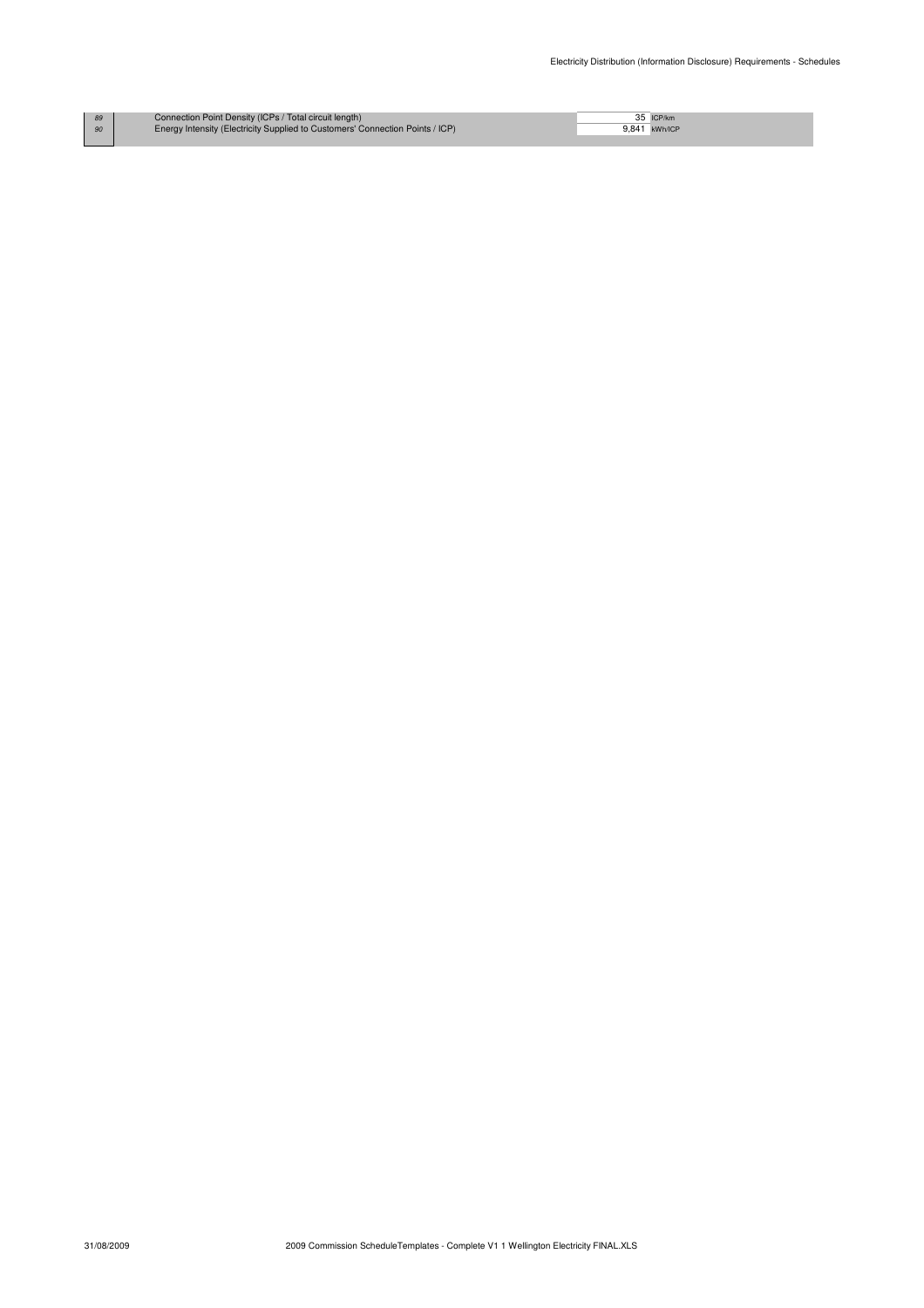| | | | |
|---|---|---|---|
| 89 | Connection Point Density (ICPs / Total circuit length) | 35 | ICP/km |
| 90 | Energy Intensity (Electricity Supplied to Customers' Connection Points / ICP) | 9,841 | kWh/ICP |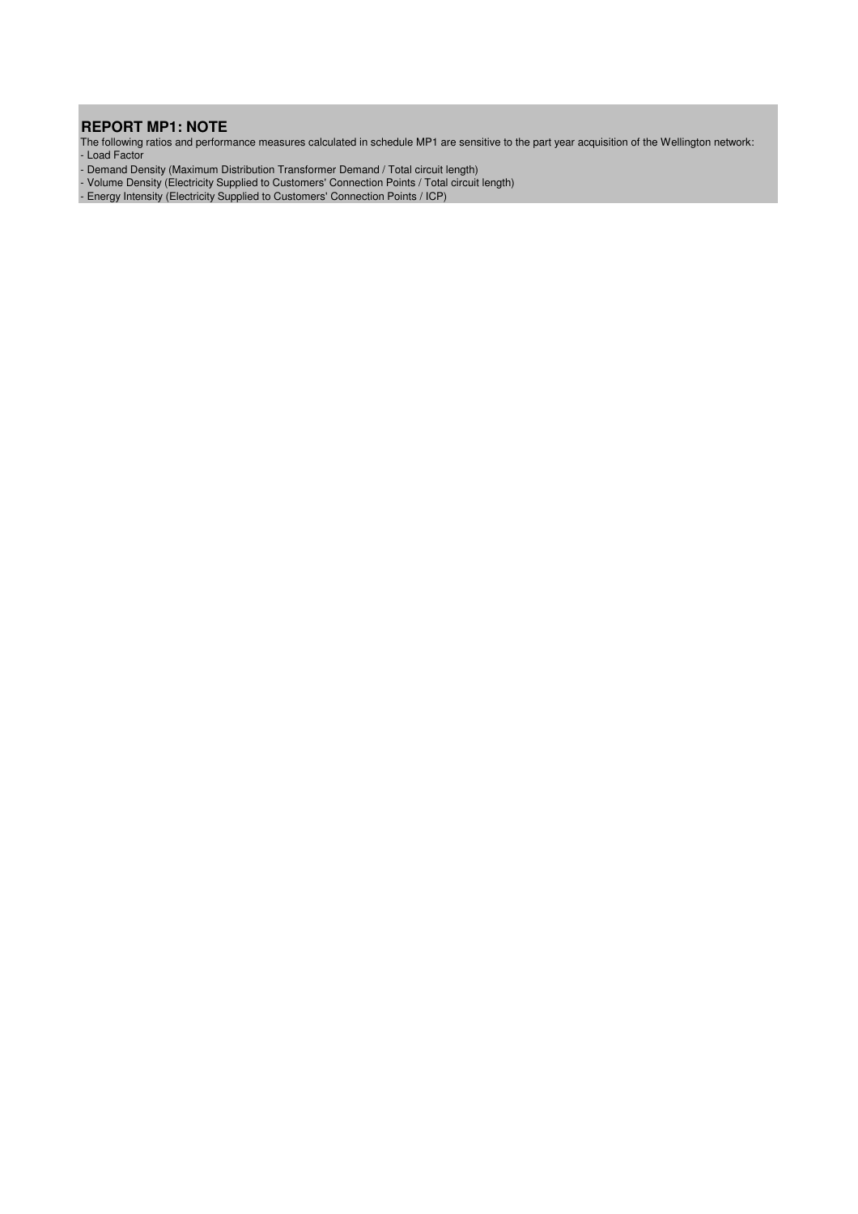## REPORT MP1: NOTE

The following ratios and performance measures calculated in schedule MP1 are sensitive to the part year acquisition of the Wellington network:

- Load Factor
- Demand Density (Maximum Distribution Transformer Demand / Total circuit length)
- Volume Density (Electricity Supplied to Customers' Connection Points / Total circuit length)
- Energy Intensity (Electricity Supplied to Customers' Connection Points / ICP)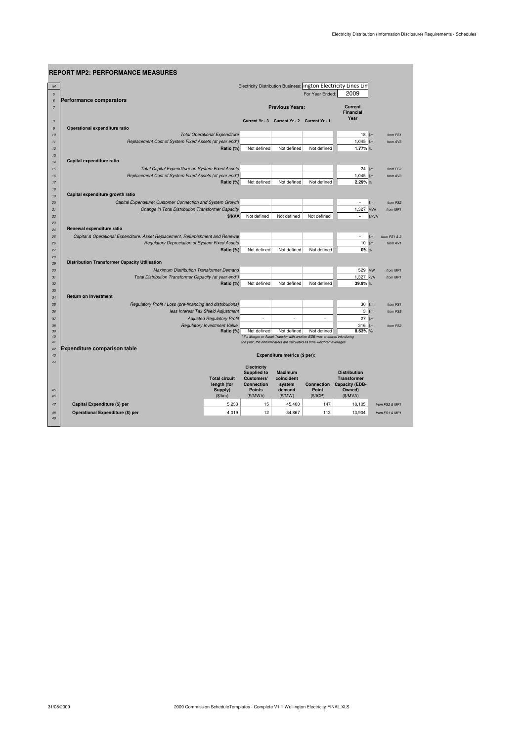## REPORT MP2: PERFORMANCE MEASURES

Electricity Distribution Business: ington Electricity Lines Lin

For Year Ended: 2009

### Performance comparators

| ref | | Previous Years: Current Yr - 3 | Current Yr - 2 | Current Yr - 1 | Current Financial Year | | |
|---|---|---|---|---|---|---|---|
| 9 | **Operational expenditure ratio** | | | | | | |
| 10 | *Total Operational Expenditure* | | | | 18 | $m | *from FS1* |
| 11 | *Replacement Cost of System Fixed Assets (at year end\*)* | | | | 1,045 | $m | *from AV3* |
| 12 | **Ratio (%)** | Not defined | Not defined | Not defined | **1.77%** | % | |
| 14 | **Capital expenditure ratio** | | | | | | |
| 15 | *Total Capital Expenditure on System Fixed Assets* | | | | 24 | $m | *from FS2* |
| 16 | *Replacement Cost of System Fixed Assets (at year end\*)* | | | | 1,045 | $m | *from AV3* |
| 17 | **Ratio (%)** | Not defined | Not defined | Not defined | **2.29%** | % | |
| 19 | **Capital expenditure growth ratio** | | | | | | |
| 20 | *Capital Expenditure: Customer Connection and System Growth* | | | | - | $m | *from FS2* |
| 21 | *Change in Total Distribution Transformer Capacity* | | | | 1,327 | MVA | *from MP1* |
| 22 | **$/kVA** | Not defined | Not defined | Not defined | **-** | $/kVA | |
| 24 | **Renewal expenditure ratio** | | | | | | |
| 25 | *Capital & Operational Expenditure: Asset Replacement, Refurbishment and Renewal* | | | | - | $m | *from FS1 & 2* |
| 26 | *Regulatory Depreciation of System Fixed Assets* | | | | 10 | $m | *from AV1* |
| 27 | **Ratio (%)** | Not defined | Not defined | Not defined | **0%** | % | |
| 29 | **Distribution Transformer Capacity Utilisation** | | | | | | |
| 30 | *Maximum Distribution Transformer Demand* | | | | 529 | MW | *from MP1* |
| 31 | *Total Distribution Transformer Capacity (at year end\*)* | | | | 1,327 | kVA | *from MP1* |
| 32 | **Ratio (%)** | Not defined | Not defined | Not defined | **39.9%** | % | |
| 34 | **Return on Investment** | | | | | | |
| 35 | *Regulatory Profit / Loss (pre-financing and distributions)* | | | | 30 | $m | *from FS1* |
| 36 | *less Interest Tax Shield Adjustment* | | | | 3 | $m | *from FS3* |
| 37 | *Adjusted Regulatory Profit* | - | - | - | 27 | $m | |
| 38 | *Regulatory Investment Value* | | | | 316 | $m | *from FS2* |
| 39 | **Ratio (%)** | Not defined | Not defined | Not defined | **8.63%** | % | |

*\* If a Merger or Asset Transfer with another EDB was enetered into during the year, the denominators are calcuated as time-weighted averages.*

### Expenditure comparison table

Expenditure metrics ($ per):

| | Total circuit length (for Supply) ($/km) | Electricity Supplied to Customers' Connection Points ($/MWh) | Maximum coincident system demand ($/MW) | Connection Point ($/ICP) | Distribution Transformer Capacity (EDB-Owned) ($/MVA) | |
|---|---|---|---|---|---|---|
| **Capital Expenditure ($) per** | 5,233 | 15 | 45,400 | 147 | 18,105 | *from FS2 & MP1* |
| **Operational Expenditure ($) per** | 4,019 | 12 | 34,867 | 113 | 13,904 | *from FS1 & MP1* |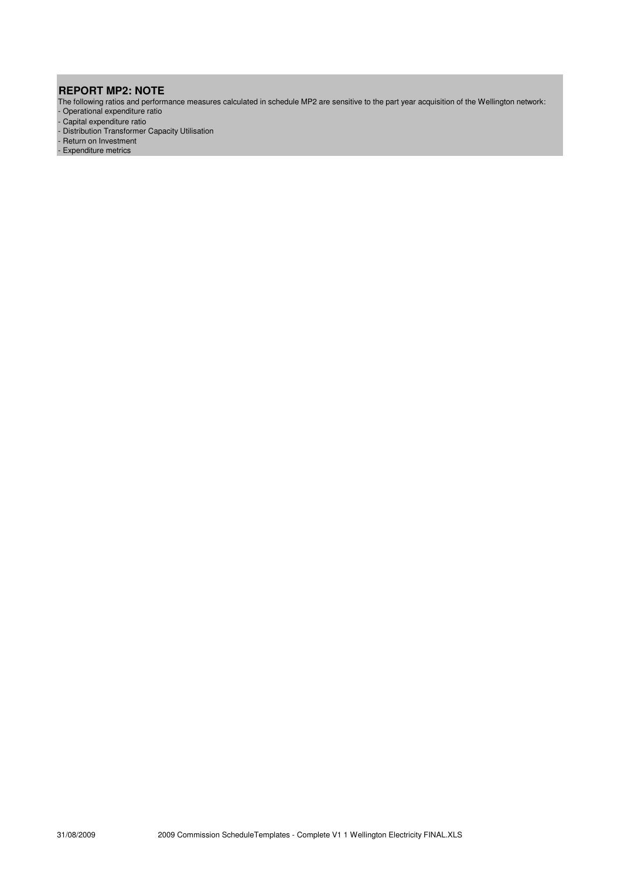## REPORT MP2: NOTE

The following ratios and performance measures calculated in schedule MP2 are sensitive to the part year acquisition of the Wellington network:

- Operational expenditure ratio
- Capital expenditure ratio
- Distribution Transformer Capacity Utilisation
- Return on Investment
- Expenditure metrics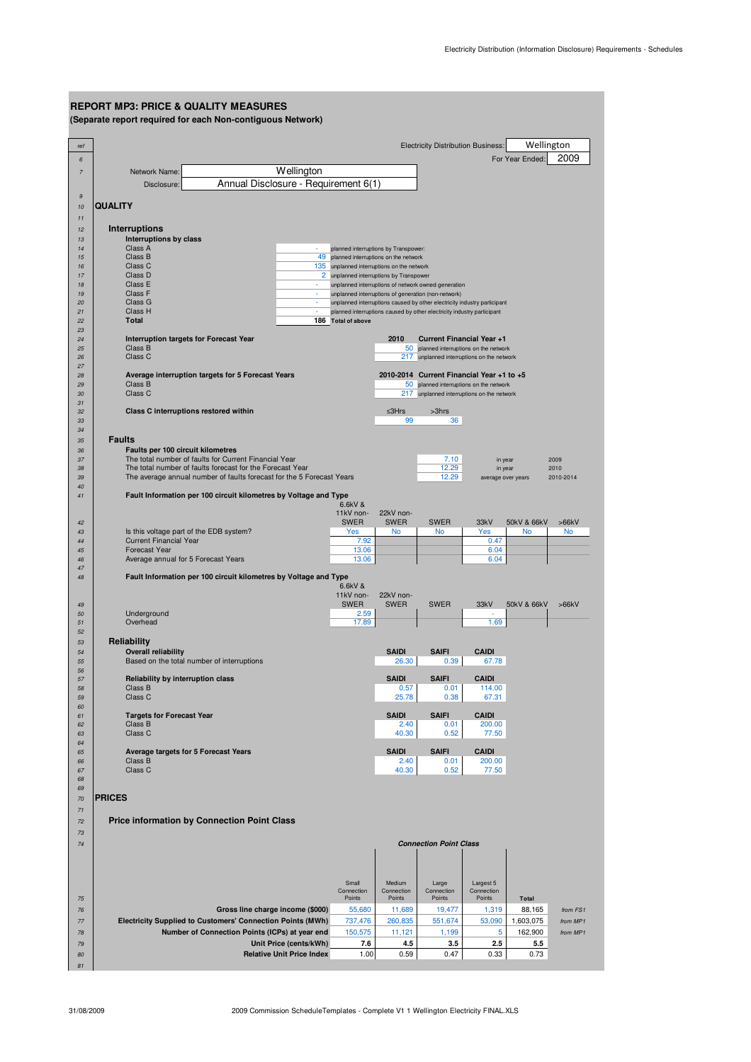## REPORT MP3: PRICE & QUALITY MEASURES

**(Separate report required for each Non-contiguous Network)**

Electricity Distribution Business: Wellington

For Year Ended: 2009

Network Name: Wellington

Disclosure: Annual Disclosure - Requirement 6(1)

## QUALITY

### Interruptions

**Interruptions by class**

| Class | Number | Description |
|---|---|---|
| Class A | - | planned interruptions by Transpower |
| Class B | 49 | planned interruptions on the network |
| Class C | 135 | unplanned interruptions on the network |
| Class D | 2 | unplanned interruptions by Transpower |
| Class E | - | unplanned interruptions of network owned generation |
| Class F | - | unplanned interruptions of generation (non-network) |
| Class G | - | unplanned interruptions caused by other electricity industry participant |
| Class H | - | planned interruptions caused by other electricity industry participant |
| **Total** | **186** | **Total of above** |

**Interruption targets for Forecast Year**

| | 2010 | Current Financial Year +1 |
|---|---|---|
| Class B | 50 | planned interruptions on the network |
| Class C | 217 | unplanned interruptions on the network |

**Average interruption targets for 5 Forecast Years**

| | 2010-2014 | Current Financial Year +1 to +5 |
|---|---|---|
| Class B | 50 | planned interruptions on the network |
| Class C | 217 | unplanned interruptions on the network |

**Class C interruptions restored within**

| ≤3Hrs | >3hrs |
|---|---|
| 99 | 36 |

### Faults

**Faults per 100 circuit kilometres**

| | | | |
|---|---|---|---|
| The total number of faults for Current Financial Year | 7.10 | in year | 2009 |
| The total number of faults forecast for the Forecast Year | 12.29 | in year | 2010 |
| The average annual number of faults forecast for the 5 Forecast Years | 12.29 | average over years | 2010-2014 |

**Fault Information per 100 circuit kilometres by Voltage and Type**

| | 6.6kV & 11kV non-SWER | 22kV non-SWER | SWER | 33kV | 50kV & 66kV | >66kV |
|---|---|---|---|---|---|---|
| Is this voltage part of the EDB system? | Yes | No | No | Yes | No | No |
| Current Financial Year | 7.92 | | | 0.47 | | |
| Forecast Year | 13.06 | | | 6.04 | | |
| Average annual for 5 Forecast Years | 13.06 | | | 6.04 | | |

**Fault Information per 100 circuit kilometres by Voltage and Type**

| | 6.6kV & 11kV non-SWER | 22kV non-SWER | SWER | 33kV | 50kV & 66kV | >66kV |
|---|---|---|---|---|---|---|
| Underground | 2.59 | | | - | | |
| Overhead | 17.89 | | | 1.69 | | |

### Reliability

**Overall reliability**

| | SAIDI | SAIFI | CAIDI |
|---|---|---|---|
| Based on the total number of interruptions | 26.30 | 0.39 | 67.78 |

**Reliability by interruption class**

| | SAIDI | SAIFI | CAIDI |
|---|---|---|---|
| Class B | 0.57 | 0.01 | 114.00 |
| Class C | 25.78 | 0.38 | 67.31 |

**Targets for Forecast Year**

| | SAIDI | SAIFI | CAIDI |
|---|---|---|---|
| Class B | 2.40 | 0.01 | 200.00 |
| Class C | 40.30 | 0.52 | 77.50 |

**Average targets for 5 Forecast Years**

| | SAIDI | SAIFI | CAIDI |
|---|---|---|---|
| Class B | 2.40 | 0.01 | 200.00 |
| Class C | 40.30 | 0.52 | 77.50 |

## PRICES

### Price information by Connection Point Class

| | *Connection Point Class* | | | | | |
|---|---|---|---|---|---|---|
| | Small Connection Points | Medium Connection Points | Large Connection Points | Largest 5 Connection Points | **Total** | |
| **Gross line charge income ($000)** | 55,680 | 11,689 | 19,477 | 1,319 | 88,165 | *from FS1* |
| **Electricity Supplied to Customers' Connection Points (MWh)** | 737,476 | 260,835 | 551,674 | 53,090 | 1,603,075 | *from MP1* |
| **Number of Connection Points (ICPs) at year end** | 150,575 | 11,121 | 1,199 | 5 | 162,900 | *from MP1* |
| **Unit Price (cents/kWh)** | **7.6** | **4.5** | **3.5** | **2.5** | **5.5** | |
| **Relative Unit Price Index** | 1.00 | 0.59 | 0.47 | 0.33 | 0.73 | |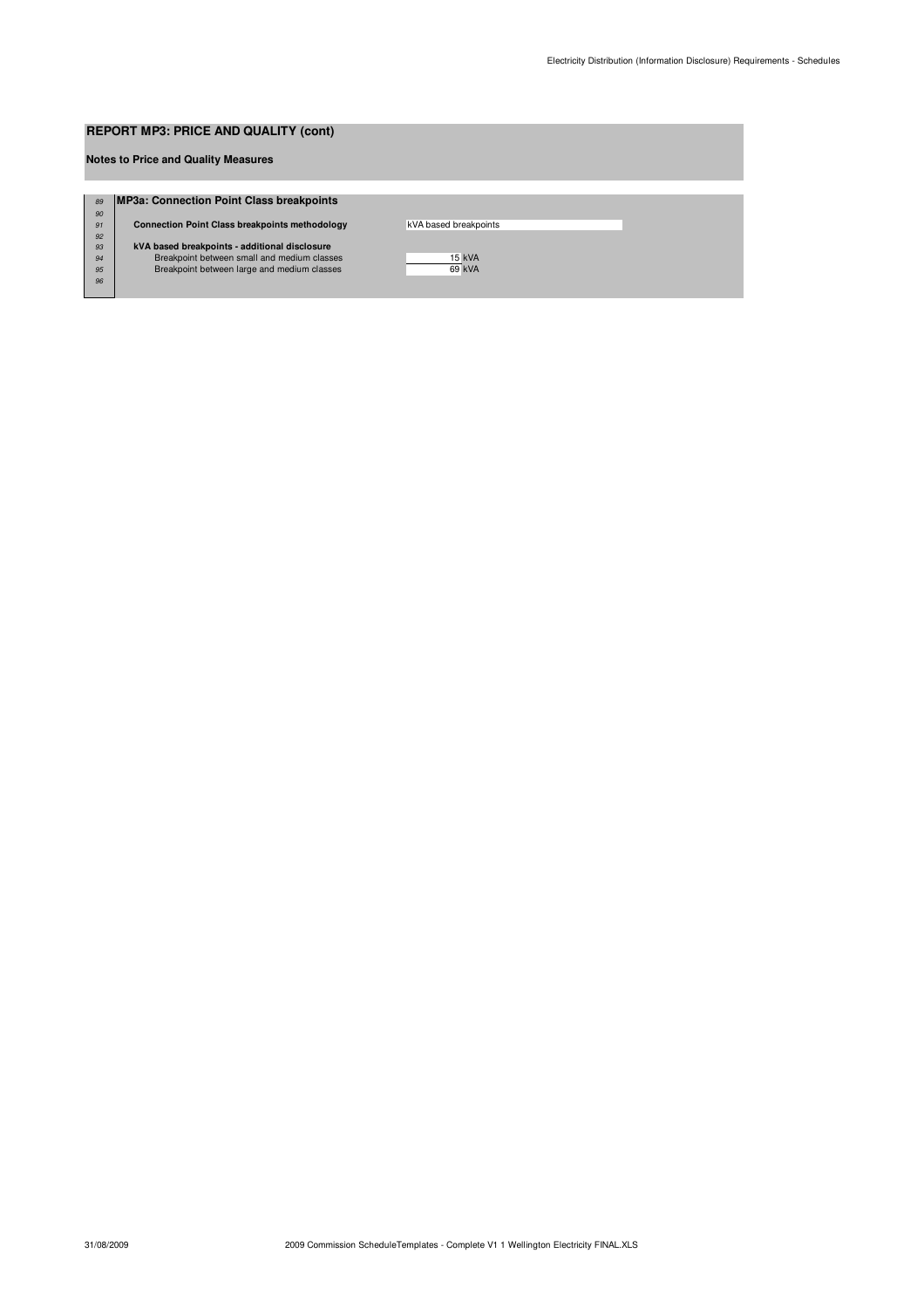## REPORT MP3: PRICE AND QUALITY (cont)

**Notes to Price and Quality Measures**

### MP3a: Connection Point Class breakpoints

| | |
|---|---|
| **Connection Point Class breakpoints methodology** | kVA based breakpoints |
| **kVA based breakpoints - additional disclosure** | |
| Breakpoint between small and medium classes | 15 kVA |
| Breakpoint between large and medium classes | 69 kVA |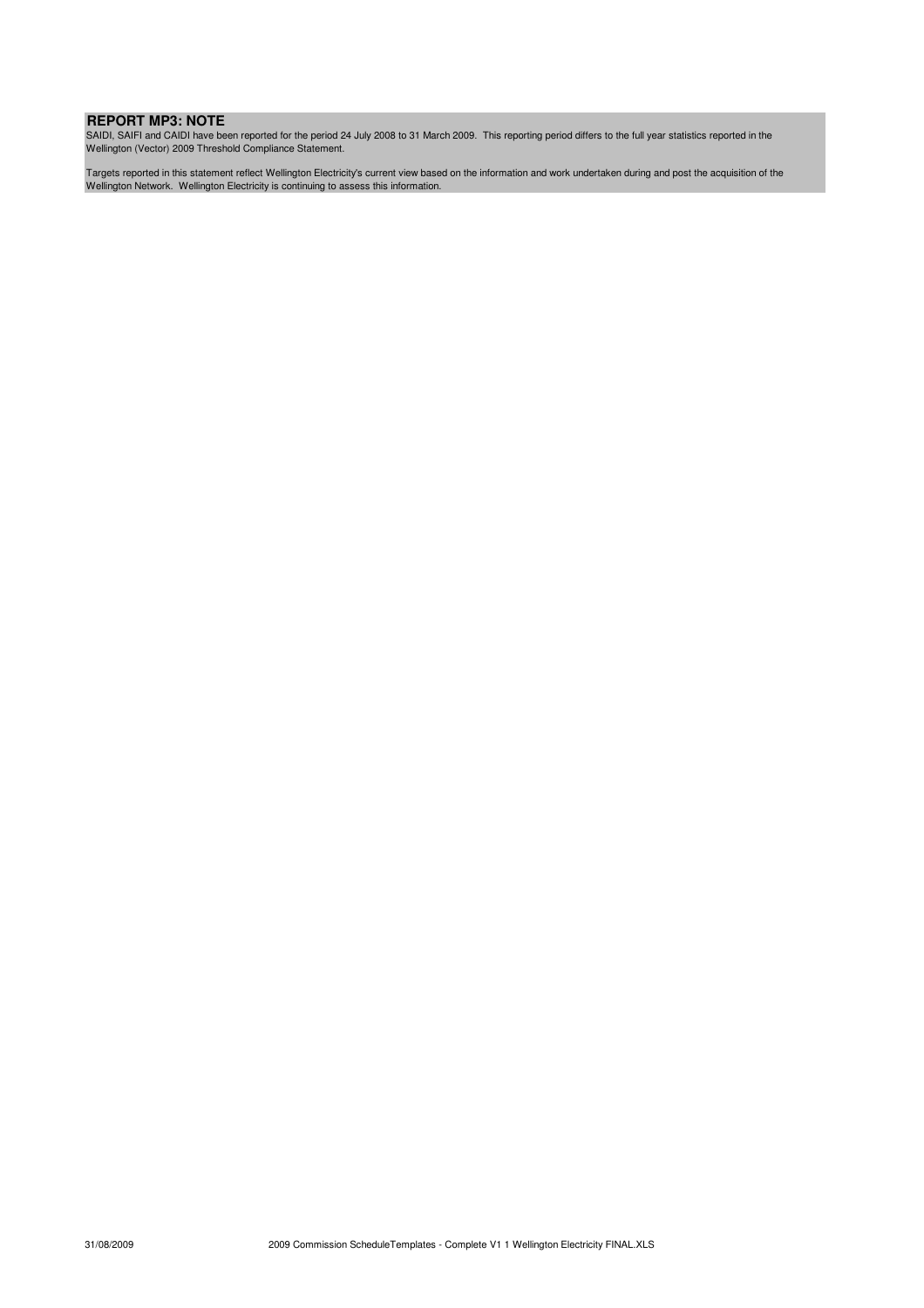## REPORT MP3: NOTE

SAIDI, SAIFI and CAIDI have been reported for the period 24 July 2008 to 31 March 2009. This reporting period differs to the full year statistics reported in the Wellington (Vector) 2009 Threshold Compliance Statement.

Targets reported in this statement reflect Wellington Electricity's current view based on the information and work undertaken during and post the acquisition of the Wellington Network. Wellington Electricity is continuing to assess this information.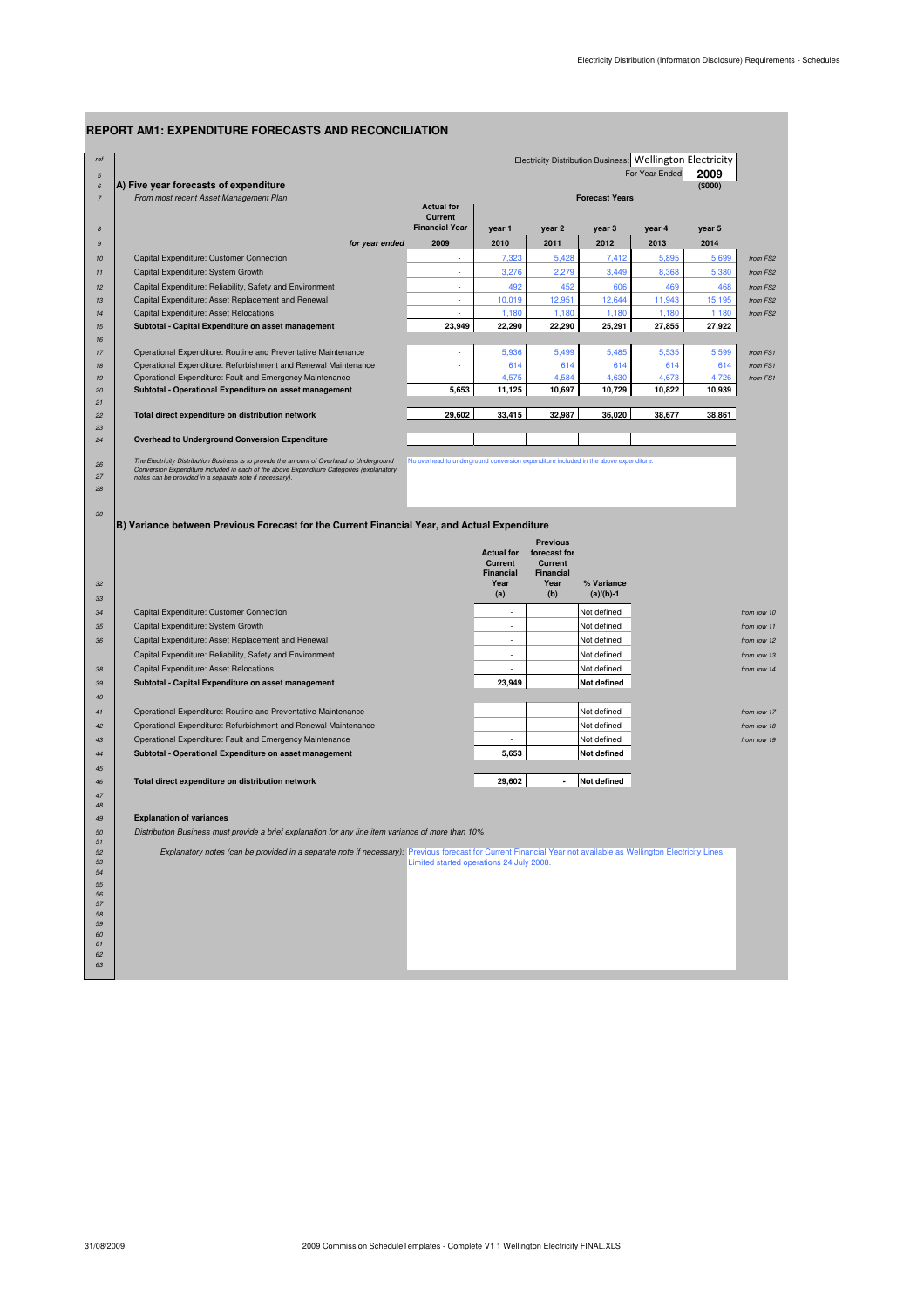# REPORT AM1: EXPENDITURE FORECASTS AND RECONCILIATION

Electricity Distribution Business: Wellington Electricity

For Year Ended 2009

## A) Five year forecasts of expenditure

*From most recent Asset Management Plan*

($000)

| ref | | Actual for Current Financial Year | year 1 | year 2 | year 3 | year 4 | year 5 | |
|---|---|---|---|---|---|---|---|---|
| | | | Forecast Years | | | | | |
| 9 | *for year ended* | 2009 | 2010 | 2011 | 2012 | 2013 | 2014 | |
| 10 | Capital Expenditure: Customer Connection | - | 7,323 | 5,428 | 7,412 | 5,895 | 5,699 | *from FS2* |
| 11 | Capital Expenditure: System Growth | - | 3,276 | 2,279 | 3,449 | 8,368 | 5,380 | *from FS2* |
| 12 | Capital Expenditure: Reliability, Safety and Environment | - | 492 | 452 | 606 | 469 | 468 | *from FS2* |
| 13 | Capital Expenditure: Asset Replacement and Renewal | - | 10,019 | 12,951 | 12,644 | 11,943 | 15,195 | *from FS2* |
| 14 | Capital Expenditure: Asset Relocations | - | 1,180 | 1,180 | 1,180 | 1,180 | 1,180 | *from FS2* |
| 15 | **Subtotal - Capital Expenditure on asset management** | **23,949** | **22,290** | **22,290** | **25,291** | **27,855** | **27,922** | |
| 17 | Operational Expenditure: Routine and Preventative Maintenance | - | 5,936 | 5,499 | 5,485 | 5,535 | 5,599 | *from FS1* |
| 18 | Operational Expenditure: Refurbishment and Renewal Maintenance | - | 614 | 614 | 614 | 614 | 614 | *from FS1* |
| 19 | Operational Expenditure: Fault and Emergency Maintenance | - | 4,575 | 4,584 | 4,630 | 4,673 | 4,726 | *from FS1* |
| 20 | **Subtotal - Operational Expenditure on asset management** | **5,653** | **11,125** | **10,697** | **10,729** | **10,822** | **10,939** | |
| 22 | **Total direct expenditure on distribution network** | **29,602** | **33,415** | **32,987** | **36,020** | **38,677** | **38,861** | |
| 24 | **Overhead to Underground Conversion Expenditure** | | | | | | | |

*The Electricity Distribution Business is to provide the amount of Overhead to Underground Conversion Expenditure included in each of the above Expenditure Categories (explanatory notes can be provided in a separate note if necessary).*

No overhead to underground conversion expenditure included in the above expenditure.

## B) Variance between Previous Forecast for the Current Financial Year, and Actual Expenditure

| ref | | Actual for Current Financial Year (a) | Previous forecast for Current Financial Year (b) | % Variance (a)/(b)-1 | |
|---|---|---|---|---|---|
| 34 | Capital Expenditure: Customer Connection | - | | Not defined | *from row 10* |
| 35 | Capital Expenditure: System Growth | - | | Not defined | *from row 11* |
| 36 | Capital Expenditure: Asset Replacement and Renewal | - | | Not defined | *from row 12* |
| | Capital Expenditure: Reliability, Safety and Environment | - | | Not defined | *from row 13* |
| 38 | Capital Expenditure: Asset Relocations | - | | Not defined | *from row 14* |
| 39 | **Subtotal - Capital Expenditure on asset management** | **23,949** | | **Not defined** | |
| 41 | Operational Expenditure: Routine and Preventative Maintenance | - | | Not defined | *from row 17* |
| 42 | Operational Expenditure: Refurbishment and Renewal Maintenance | - | | Not defined | *from row 18* |
| 43 | Operational Expenditure: Fault and Emergency Maintenance | - | | Not defined | *from row 19* |
| 44 | **Subtotal - Operational Expenditure on asset management** | **5,653** | | **Not defined** | |
| 46 | **Total direct expenditure on distribution network** | **29,602** | **-** | **Not defined** | |

**Explanation of variances**

*Distribution Business must provide a brief explanation for any line item variance of more than 10%*

*Explanatory notes (can be provided in a separate note if necessary):* Previous forecast for Current Financial Year not available as Wellington Electricity Lines Limited started operations 24 July 2008.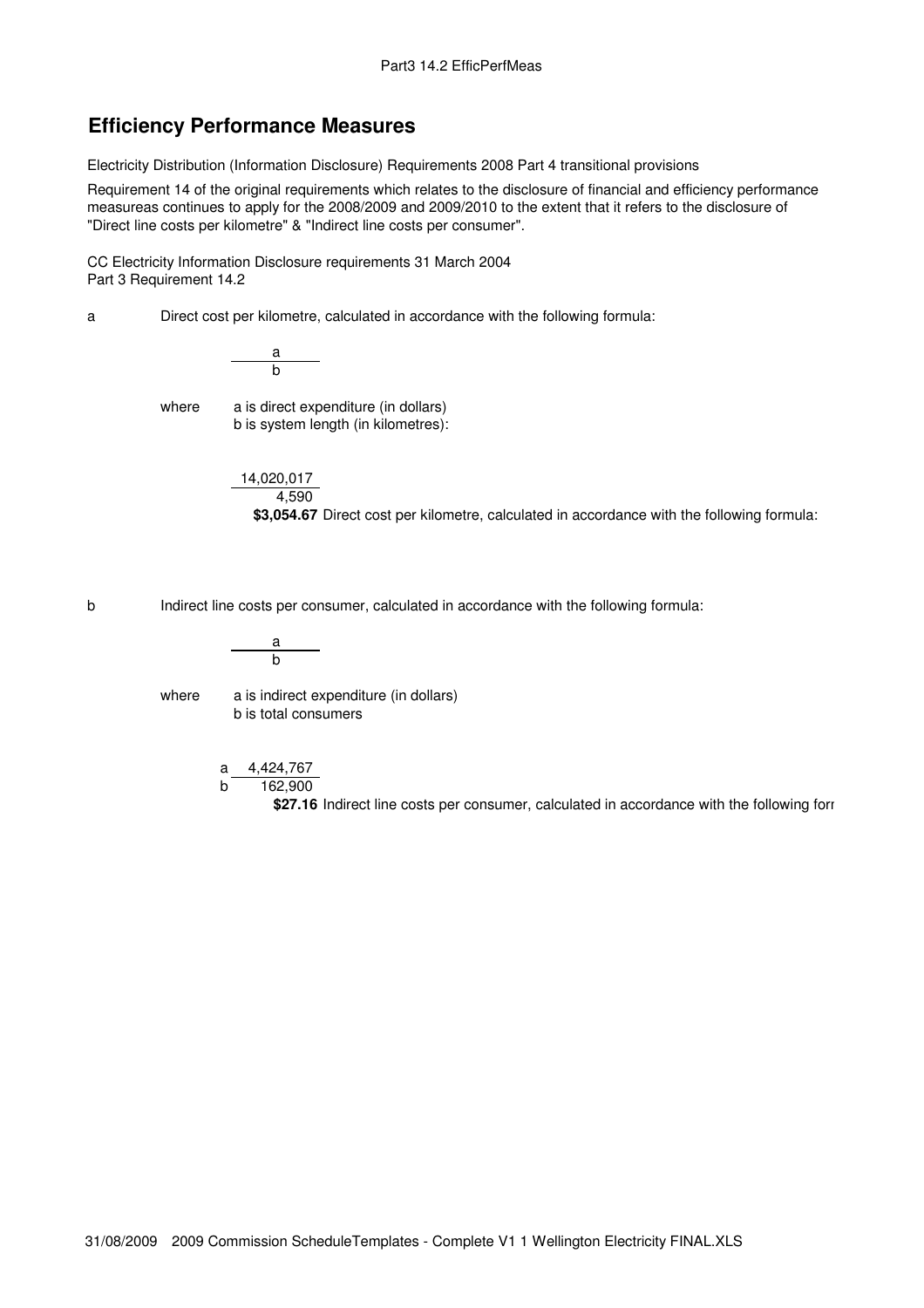# Efficiency Performance Measures

Electricity Distribution (Information Disclosure) Requirements 2008 Part 4 transitional provisions

Requirement 14 of the original requirements which relates to the disclosure of financial and efficiency performance measureas continues to apply for the 2008/2009 and 2009/2010 to the extent that it refers to the disclosure of "Direct line costs per kilometre" & "Indirect line costs per consumer".

CC Electricity Information Disclosure requirements 31 March 2004
Part 3 Requirement 14.2

a Direct cost per kilometre, calculated in accordance with the following formula:

$$\frac{a}{b}$$

where a is direct expenditure (in dollars)
b is system length (in kilometres):

$$\frac{14{,}020{,}017}{4{,}590}$$

**$3,054.67** Direct cost per kilometre, calculated in accordance with the following formula:

b Indirect line costs per consumer, calculated in accordance with the following formula:

$$\frac{a}{b}$$

where a is indirect expenditure (in dollars)
b is total consumers

a 4,424,767
b 162,900

**$27.16** Indirect line costs per consumer, calculated in accordance with the following forr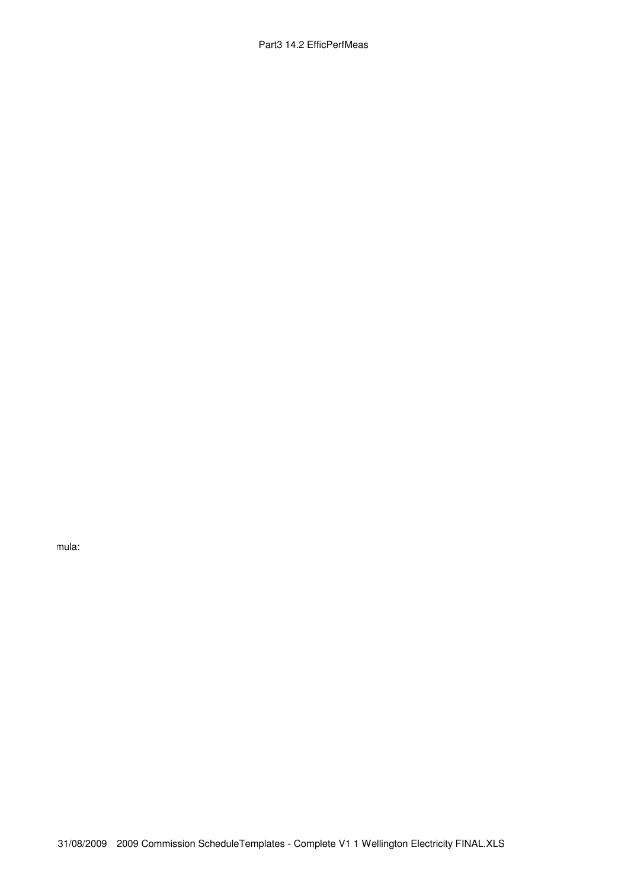mula: